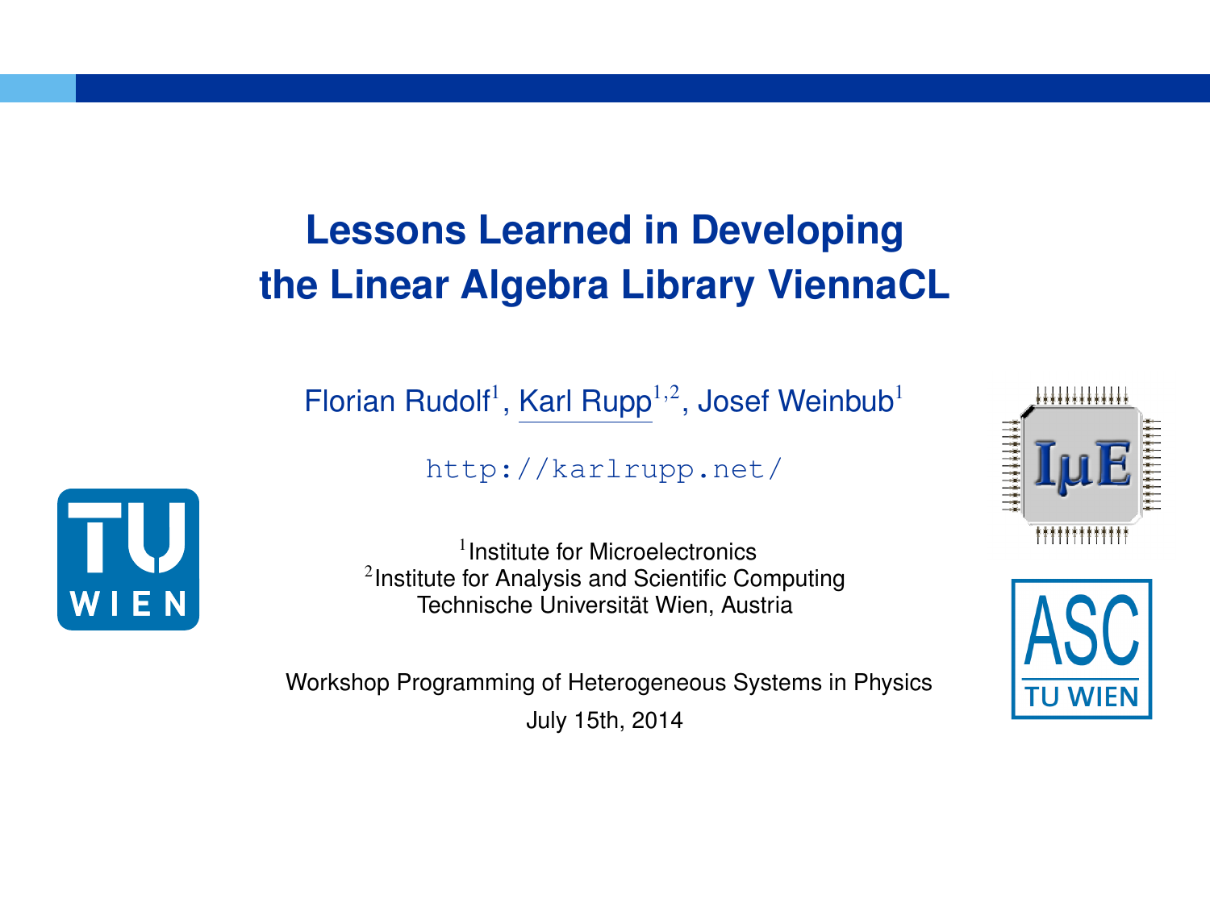# Lessons Learned in Developing the Linear Algebra Library ViennaCL

Florian Rudolf[1], Karl Rupp[1,2], Josef Weinbub[1]

http://karlrupp.net/

[1]Institute for Microelectronics
[2]Institute for Analysis and Scientific Computing
Technische Universität Wien, Austria

Workshop Programming of Heterogeneous Systems in Physics

July 15th, 2014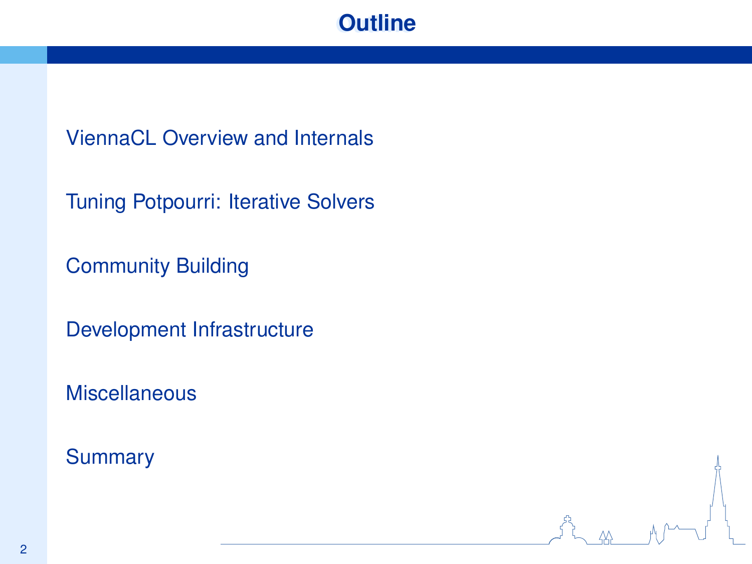# Outline

ViennaCL Overview and Internals

Tuning Potpourri: Iterative Solvers

Community Building

Development Infrastructure

Miscellaneous

Summary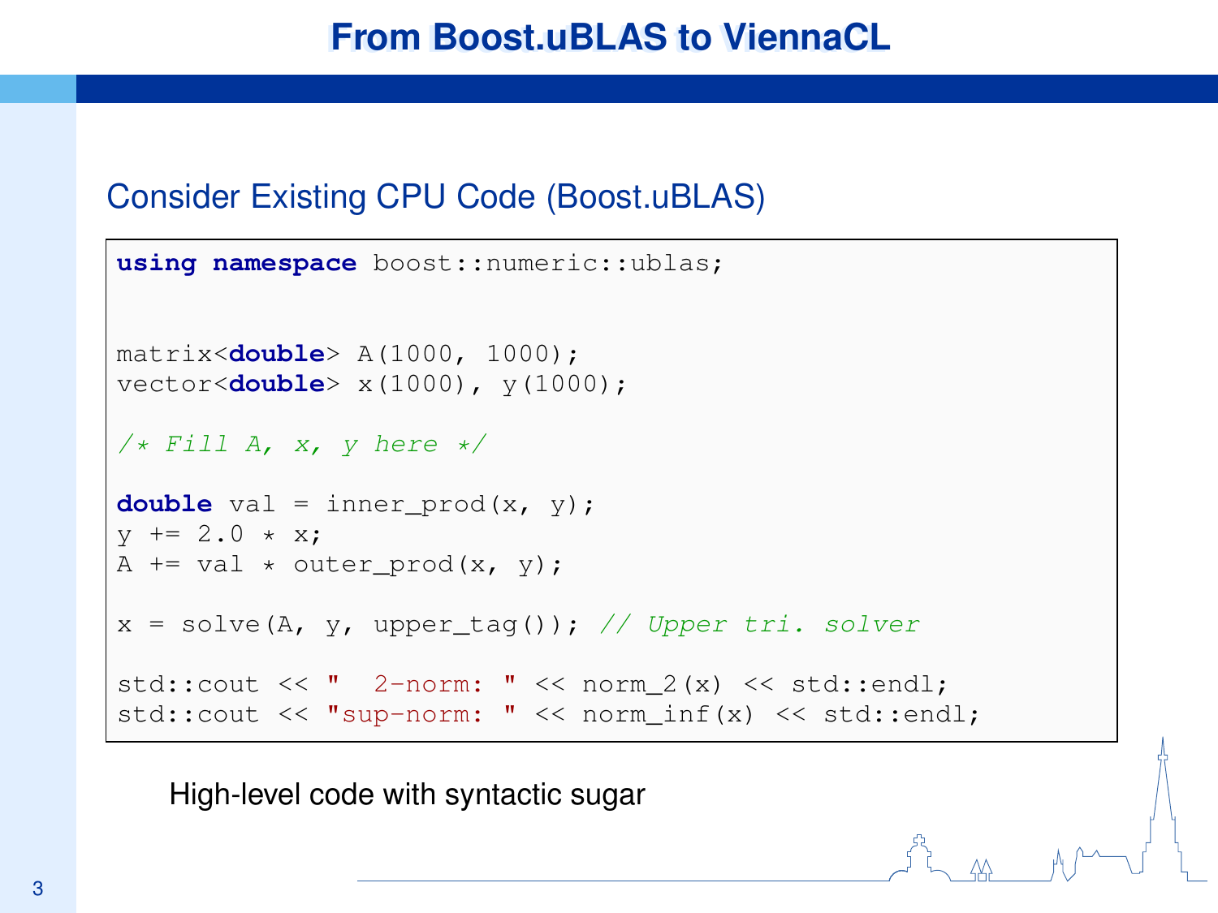# From Boost.uBLAS to ViennaCL

## Consider Existing CPU Code (Boost.uBLAS)

```
using namespace boost::numeric::ublas;


matrix<double> A(1000, 1000);
vector<double> x(1000), y(1000);

/* Fill A, x, y here */

double val = inner_prod(x, y);
y += 2.0 * x;
A += val * outer_prod(x, y);

x = solve(A, y, upper_tag()); // Upper tri. solver

std::cout << "  2-norm: " << norm_2(x) << std::endl;
std::cout << "sup-norm: " << norm_inf(x) << std::endl;
```

High-level code with syntactic sugar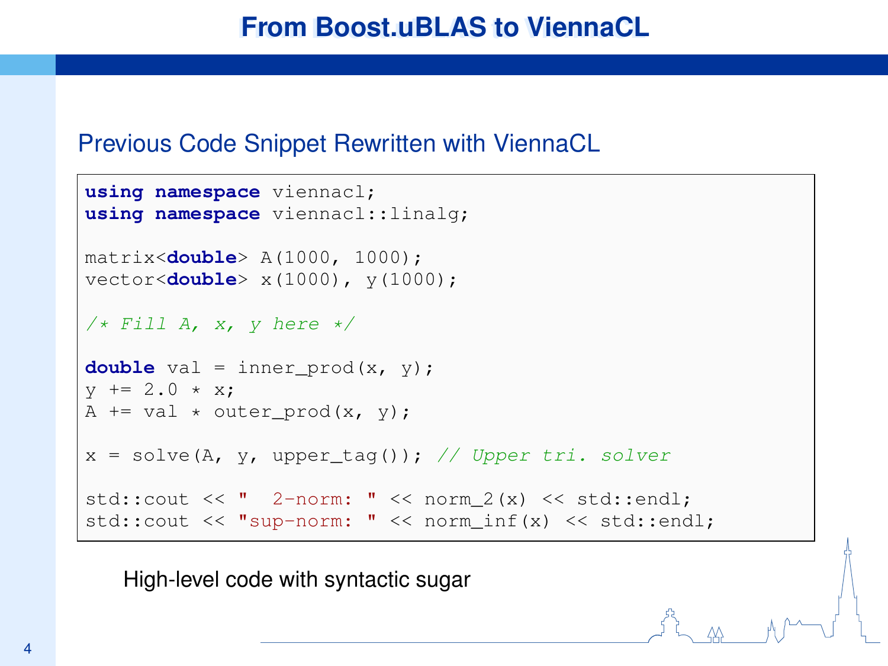# From Boost.uBLAS to ViennaCL

## Previous Code Snippet Rewritten with ViennaCL

```
using namespace viennacl;
using namespace viennacl::linalg;

matrix<double> A(1000, 1000);
vector<double> x(1000), y(1000);

/* Fill A, x, y here */

double val = inner_prod(x, y);
y += 2.0 * x;
A += val * outer_prod(x, y);

x = solve(A, y, upper_tag()); // Upper tri. solver

std::cout << "  2-norm: " << norm_2(x) << std::endl;
std::cout << "sup-norm: " << norm_inf(x) << std::endl;
```

High-level code with syntactic sugar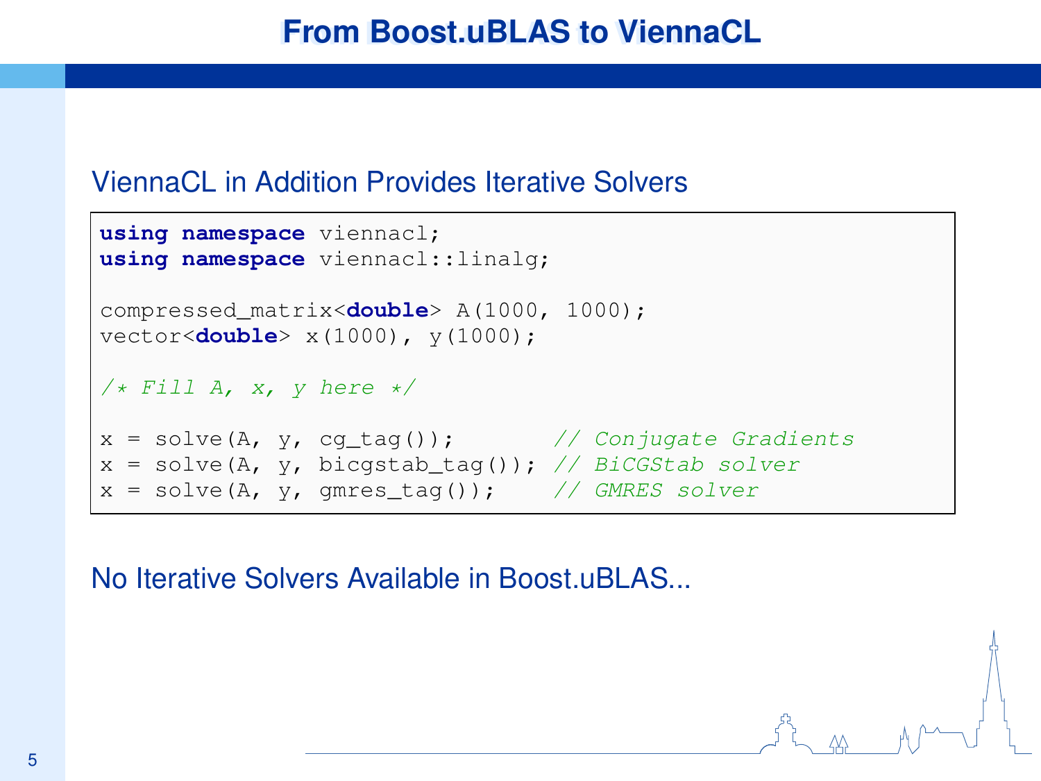# From Boost.uBLAS to ViennaCL

## ViennaCL in Addition Provides Iterative Solvers

```
using namespace viennacl;
using namespace viennacl::linalg;

compressed_matrix<double> A(1000, 1000);
vector<double> x(1000), y(1000);

/* Fill A, x, y here */

x = solve(A, y, cg_tag());       // Conjugate Gradients
x = solve(A, y, bicgstab_tag()); // BiCGStab solver
x = solve(A, y, gmres_tag());    // GMRES solver
```

## No Iterative Solvers Available in Boost.uBLAS...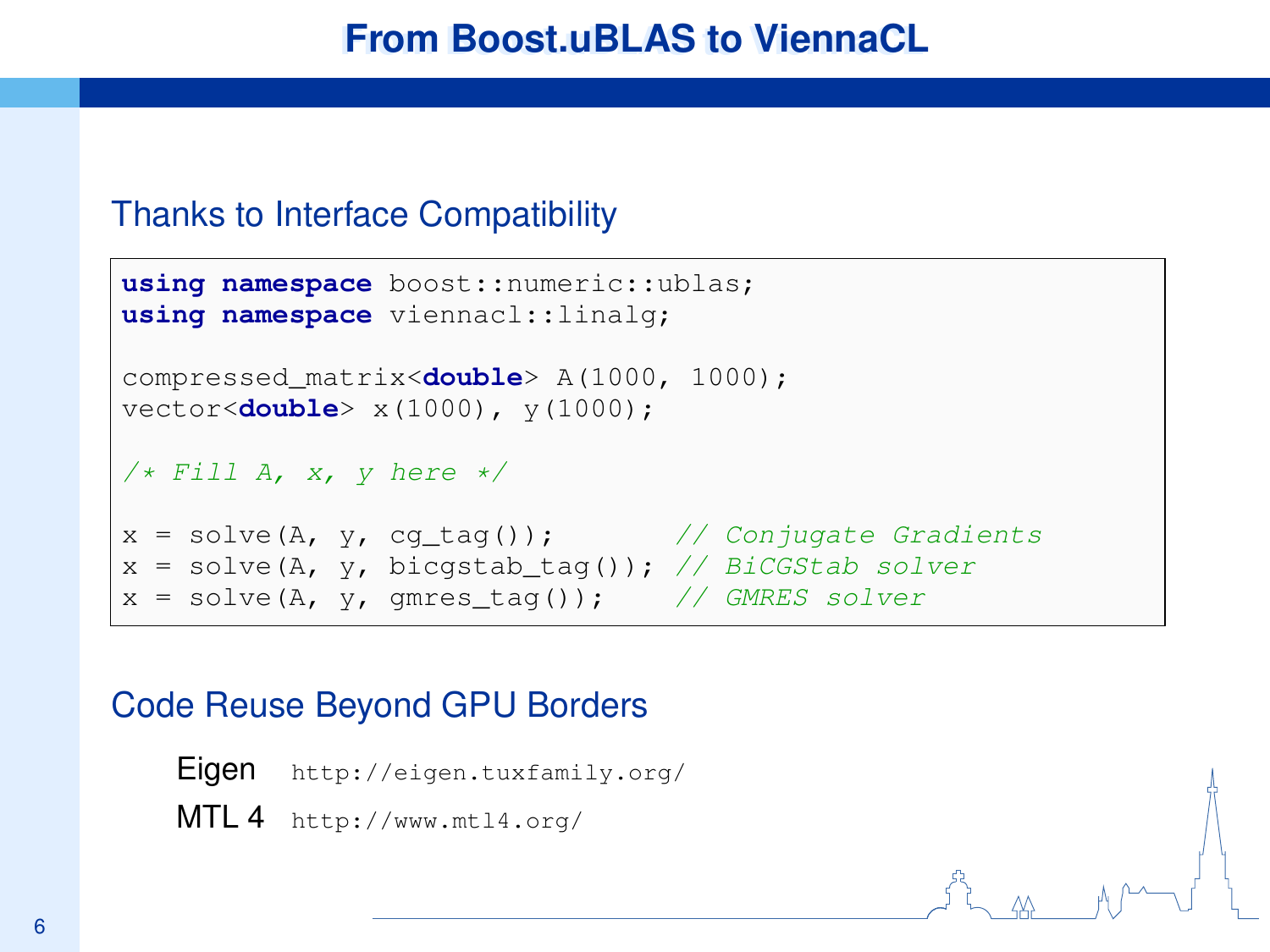# From Boost.uBLAS to ViennaCL

## Thanks to Interface Compatibility

```
using namespace boost::numeric::ublas;
using namespace viennacl::linalg;

compressed_matrix<double> A(1000, 1000);
vector<double> x(1000), y(1000);

/* Fill A, x, y here */

x = solve(A, y, cg_tag());       // Conjugate Gradients
x = solve(A, y, bicgstab_tag()); // BiCGStab solver
x = solve(A, y, gmres_tag());    // GMRES solver
```

## Code Reuse Beyond GPU Borders

Eigen `http://eigen.tuxfamily.org/`

MTL 4 `http://www.mtl4.org/`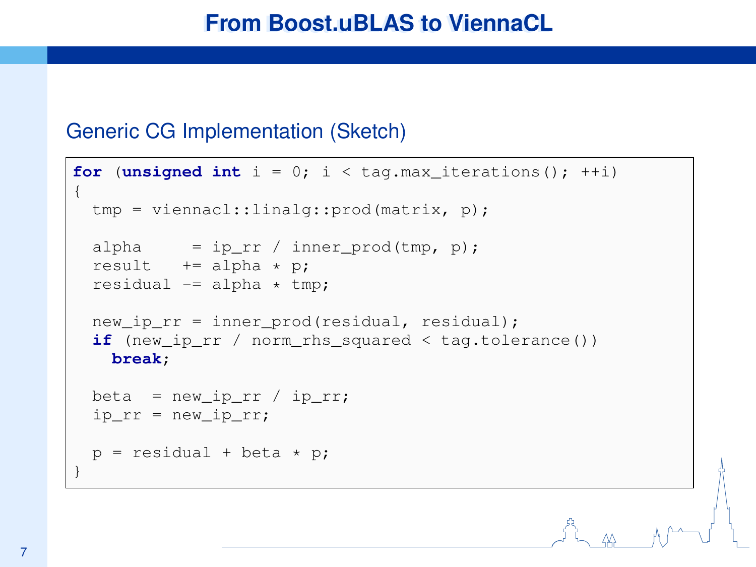# From Boost.uBLAS to ViennaCL

## Generic CG Implementation (Sketch)

```
for (unsigned int i = 0; i < tag.max_iterations(); ++i)
{
  tmp = viennacl::linalg::prod(matrix, p);

  alpha     = ip_rr / inner_prod(tmp, p);
  result   += alpha * p;
  residual -= alpha * tmp;

  new_ip_rr = inner_prod(residual, residual);
  if (new_ip_rr / norm_rhs_squared < tag.tolerance())
    break;

  beta  = new_ip_rr / ip_rr;
  ip_rr = new_ip_rr;

  p = residual + beta * p;
}
```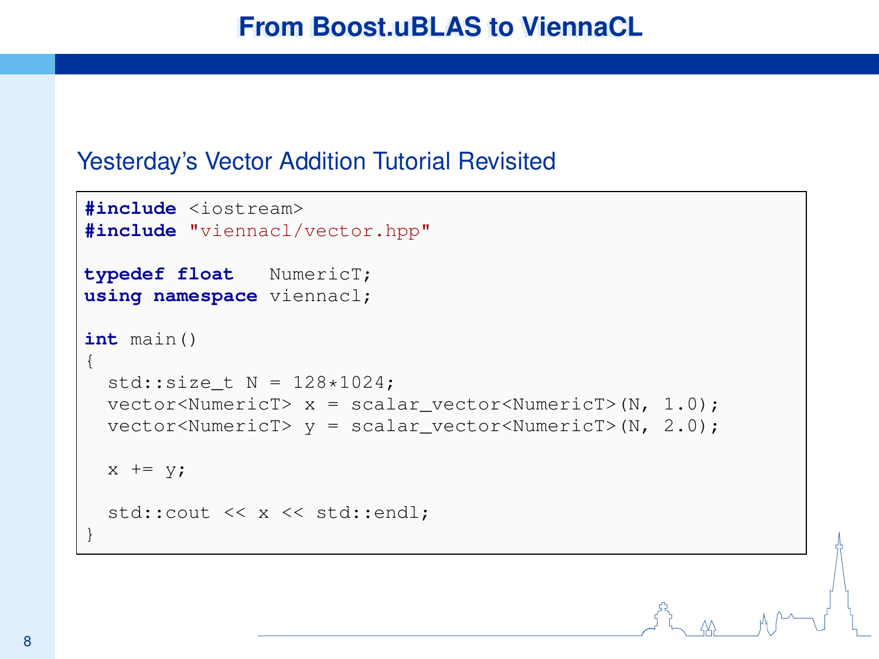# From Boost.uBLAS to ViennaCL

## Yesterday's Vector Addition Tutorial Revisited

```
#include <iostream>
#include "viennacl/vector.hpp"

typedef float   NumericT;
using namespace viennacl;

int main()
{
  std::size_t N = 128*1024;
  vector<NumericT> x = scalar_vector<NumericT>(N, 1.0);
  vector<NumericT> y = scalar_vector<NumericT>(N, 2.0);

  x += y;

  std::cout << x << std::endl;
}
```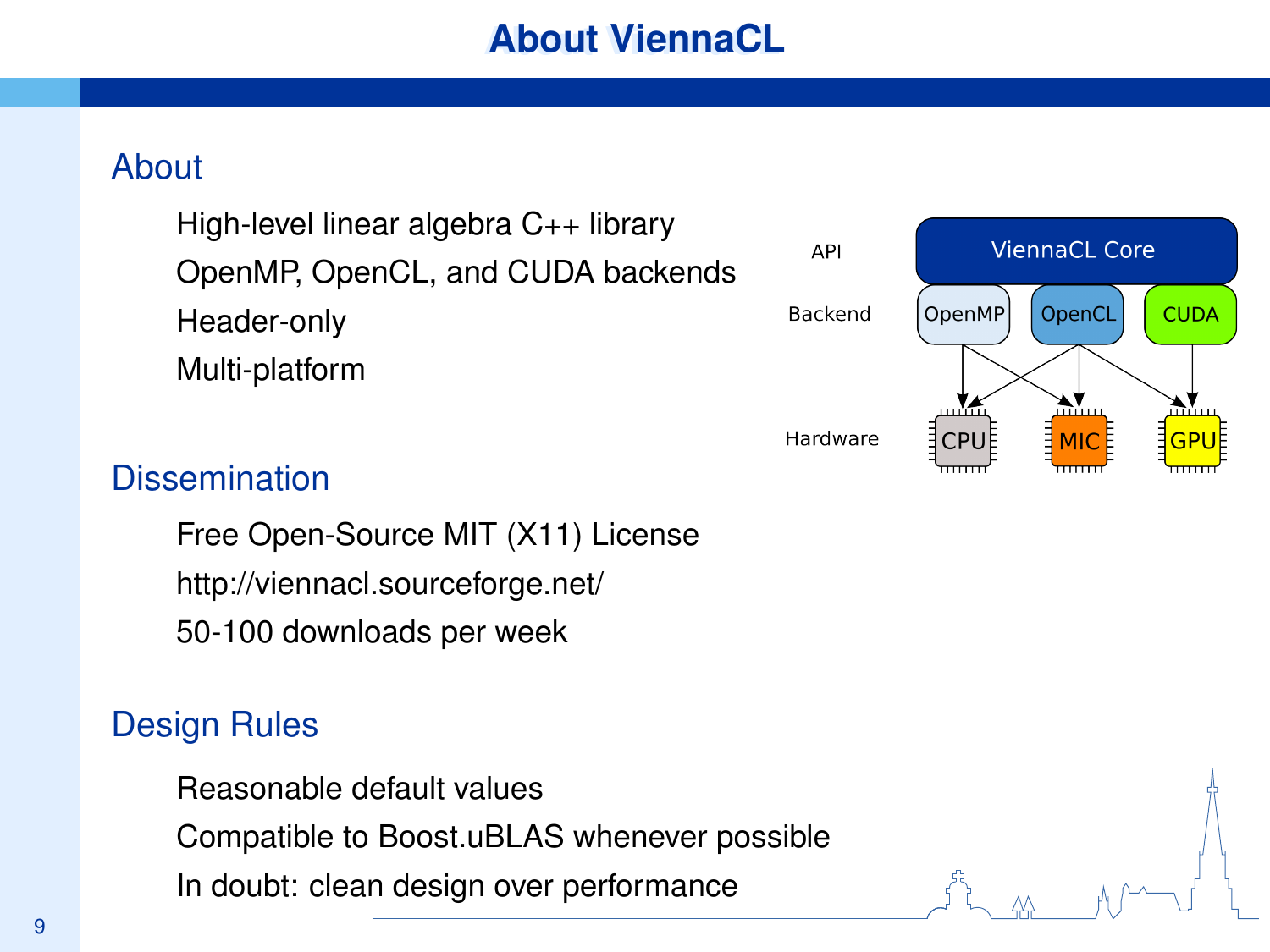# About ViennaCL

## About

- High-level linear algebra C++ library
- OpenMP, OpenCL, and CUDA backends
- Header-only
- Multi-platform

## Dissemination

- Free Open-Source MIT (X11) License
- http://viennacl.sourceforge.net/
- 50-100 downloads per week

## Design Rules

- Reasonable default values
- Compatible to Boost.uBLAS whenever possible
- In doubt: clean design over performance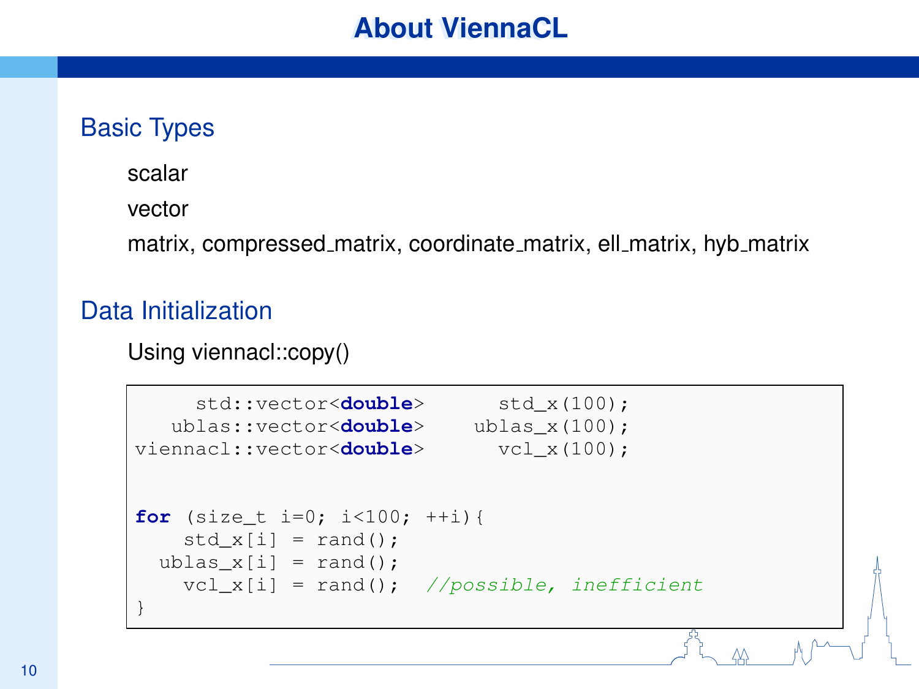# About ViennaCL

## Basic Types

scalar

vector

matrix, compressed_matrix, coordinate_matrix, ell_matrix, hyb_matrix

## Data Initialization

Using viennacl::copy()

```
     std::vector<double>      std_x(100);
   ublas::vector<double>    ublas_x(100);
viennacl::vector<double>      vcl_x(100);


for (size_t i=0; i<100; ++i){
    std_x[i] = rand();
  ublas_x[i] = rand();
    vcl_x[i] = rand();  //possible, inefficient
}
```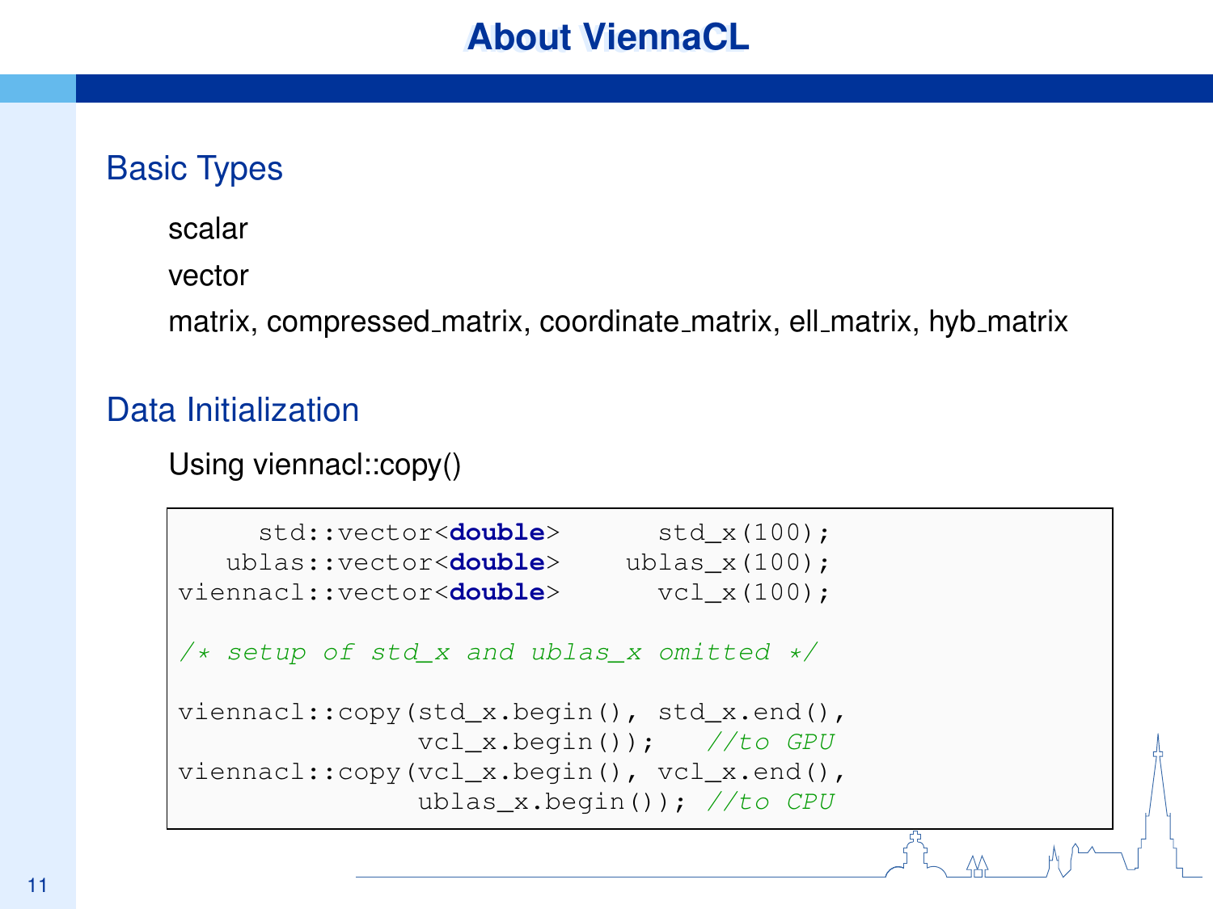# About ViennaCL

## Basic Types

scalar

vector

matrix, compressed_matrix, coordinate_matrix, ell_matrix, hyb_matrix

## Data Initialization

Using viennacl::copy()

```
     std::vector<double>      std_x(100);
   ublas::vector<double>    ublas_x(100);
viennacl::vector<double>      vcl_x(100);

/* setup of std_x and ublas_x omitted */

viennacl::copy(std_x.begin(), std_x.end(),
               vcl_x.begin());   //to GPU
viennacl::copy(vcl_x.begin(), vcl_x.end(),
               ublas_x.begin()); //to CPU
```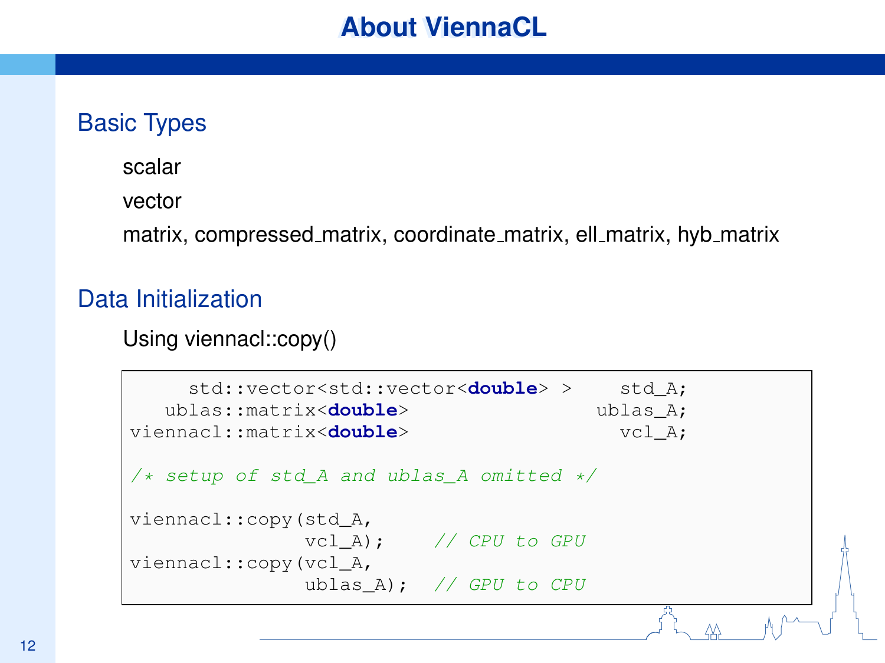# About ViennaCL

## Basic Types

scalar

vector

matrix, compressed_matrix, coordinate_matrix, ell_matrix, hyb_matrix

## Data Initialization

Using viennacl::copy()

```
     std::vector<std::vector<double> >     std_A;
   ublas::matrix<double>                 ublas_A;
viennacl::matrix<double>                   vcl_A;

/* setup of std_A and ublas_A omitted */

viennacl::copy(std_A,
               vcl_A);     // CPU to GPU
viennacl::copy(vcl_A,
               ublas_A);   // GPU to CPU
```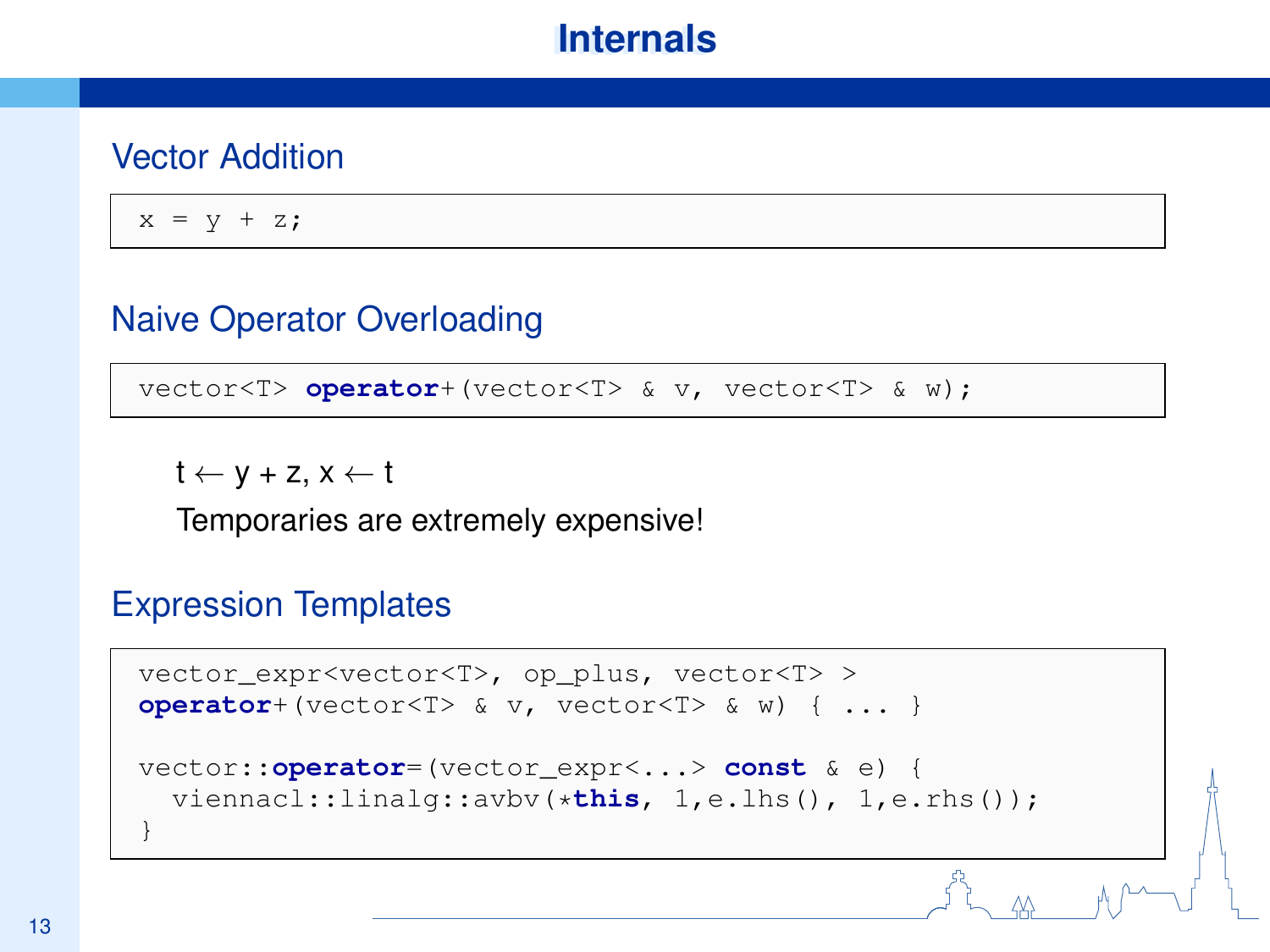# Internals

## Vector Addition

```
x = y + z;
```

## Naive Operator Overloading

```
vector<T> operator+(vector<T> & v, vector<T> & w);
```

$t \leftarrow y + z$, $x \leftarrow t$

Temporaries are extremely expensive!

## Expression Templates

```
vector_expr<vector<T>, op_plus, vector<T> >
operator+(vector<T> & v, vector<T> & w) { ... }

vector::operator=(vector_expr<...> const & e) {
  viennacl::linalg::avbv(*this, 1,e.lhs(), 1,e.rhs());
}
```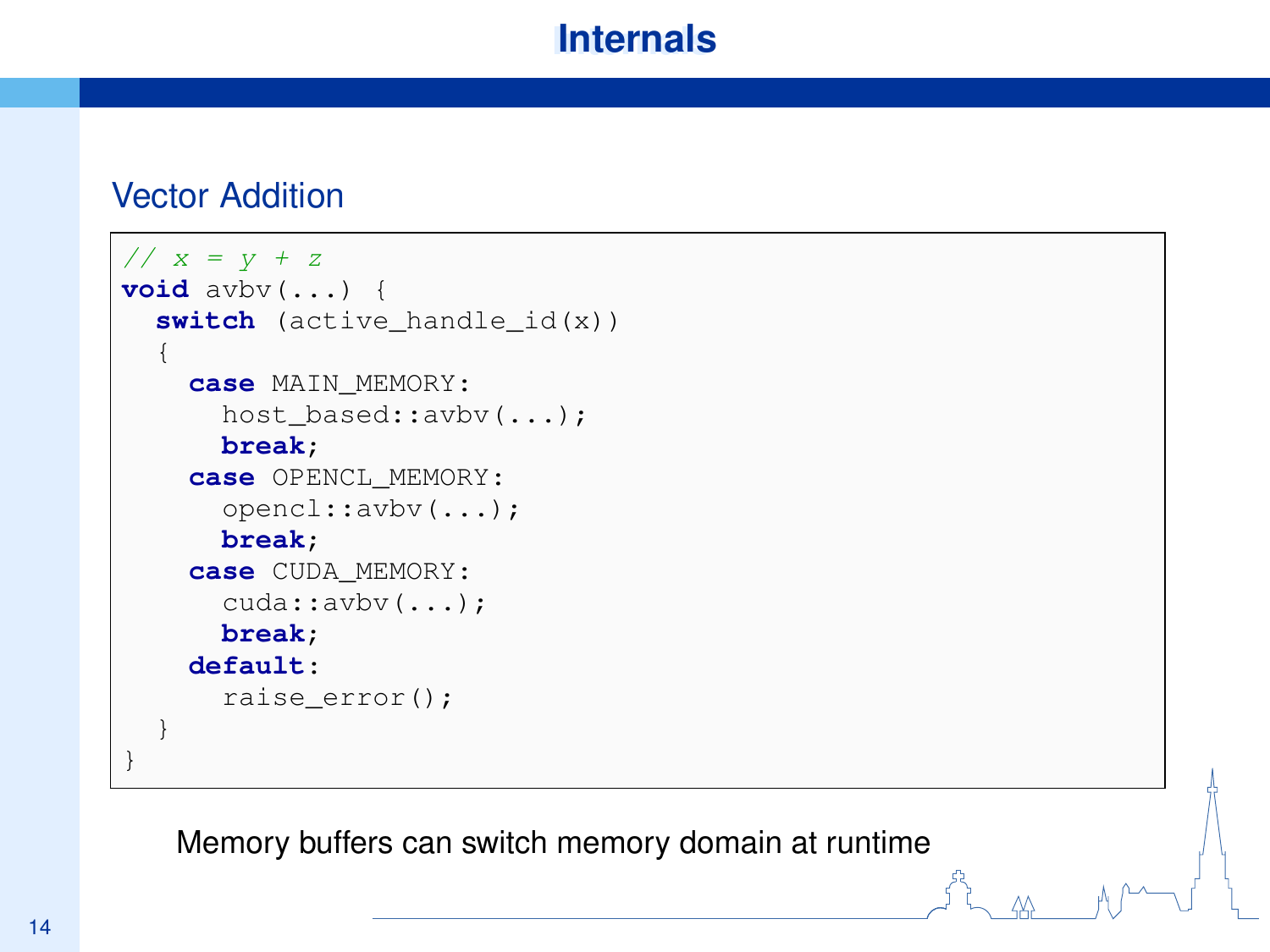# Internals

## Vector Addition

```
// x = y + z
void avbv(...) {
  switch (active_handle_id(x))
  {
    case MAIN_MEMORY:
      host_based::avbv(...);
      break;
    case OPENCL_MEMORY:
      opencl::avbv(...);
      break;
    case CUDA_MEMORY:
      cuda::avbv(...);
      break;
    default:
      raise_error();
  }
}
```

Memory buffers can switch memory domain at runtime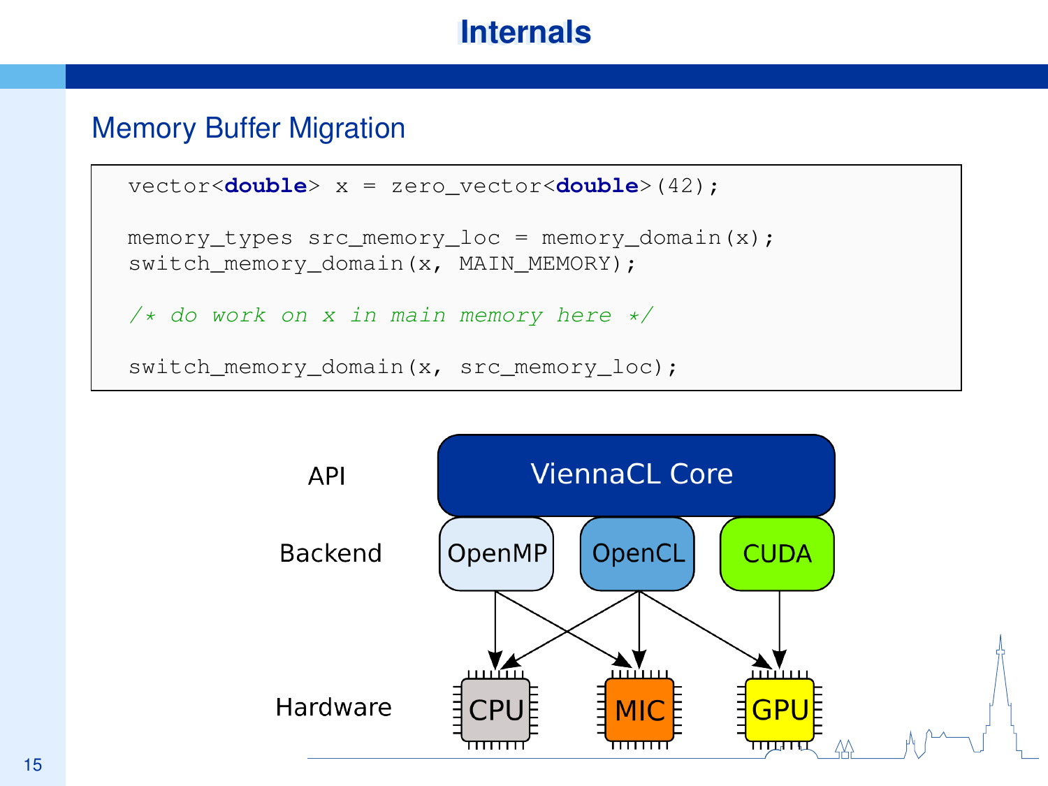# Internals

## Memory Buffer Migration

```
vector<double> x = zero_vector<double>(42);

memory_types src_memory_loc = memory_domain(x);
switch_memory_domain(x, MAIN_MEMORY);

/* do work on x in main memory here */

switch_memory_domain(x, src_memory_loc);
```

API — ViennaCL Core

Backend — OpenMP, OpenCL, CUDA

Hardware — CPU, MIC, GPU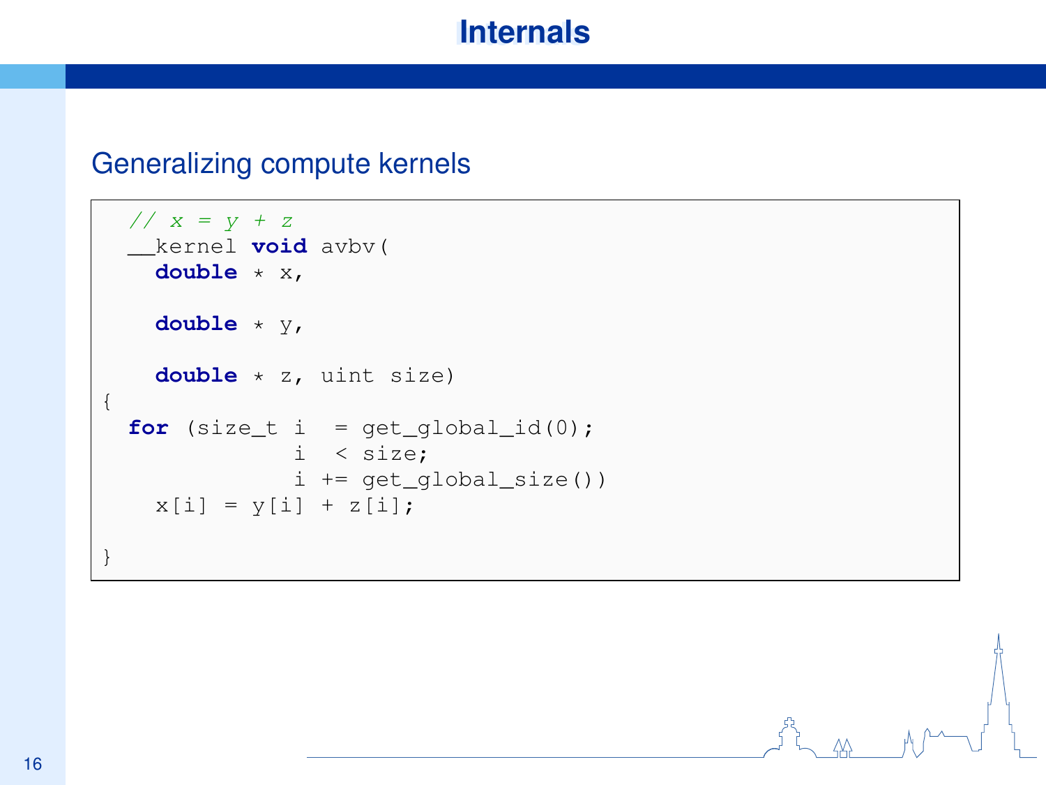# Internals

## Generalizing compute kernels

```
  // x = y + z
  __kernel void avbv(
    double * x,

    double * y,

    double * z, uint size)
{
  for (size_t i  = get_global_id(0);
              i  < size;
              i += get_global_size())
    x[i] = y[i] + z[i];

}
```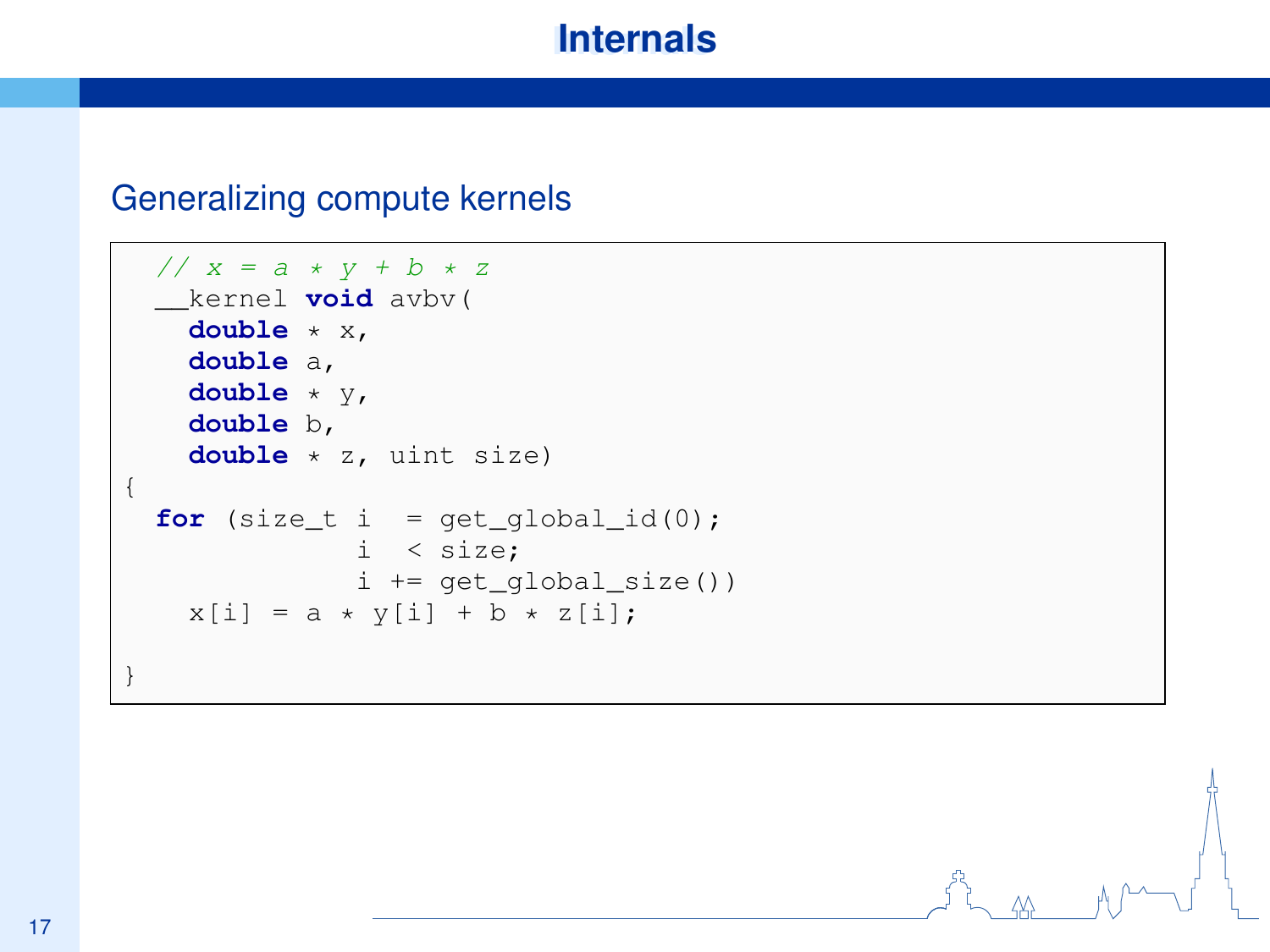# Internals

## Generalizing compute kernels

```
  // x = a * y + b * z
  __kernel void avbv(
    double * x,
    double a,
    double * y,
    double b,
    double * z, uint size)
{
  for (size_t i  = get_global_id(0);
              i  < size;
              i += get_global_size())
    x[i] = a * y[i] + b * z[i];

}
```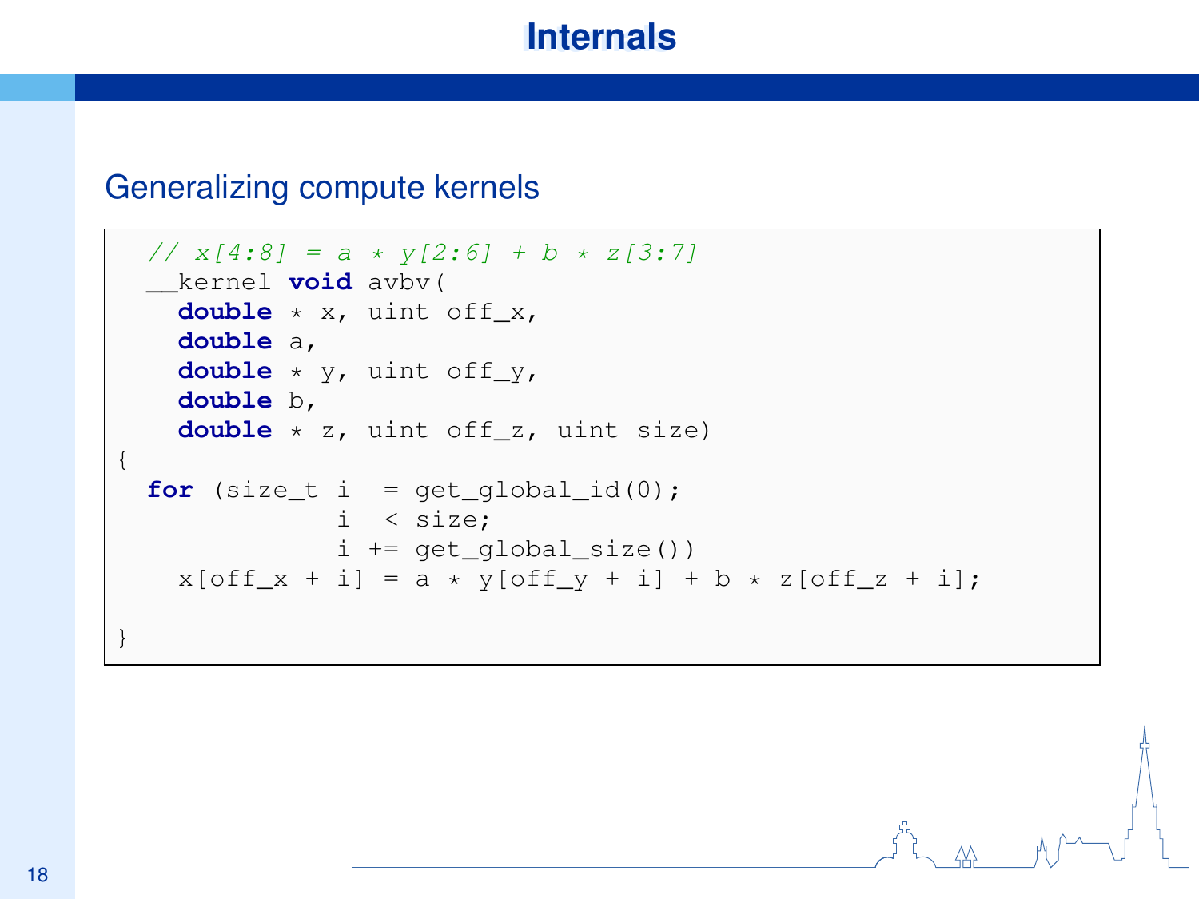# Internals

## Generalizing compute kernels

```
  // x[4:8] = a * y[2:6] + b * z[3:7]
  __kernel void avbv(
    double * x, uint off_x,
    double a,
    double * y, uint off_y,
    double b,
    double * z, uint off_z, uint size)
{
  for (size_t i  = get_global_id(0);
              i  < size;
              i += get_global_size())
    x[off_x + i] = a * y[off_y + i] + b * z[off_z + i];

}
```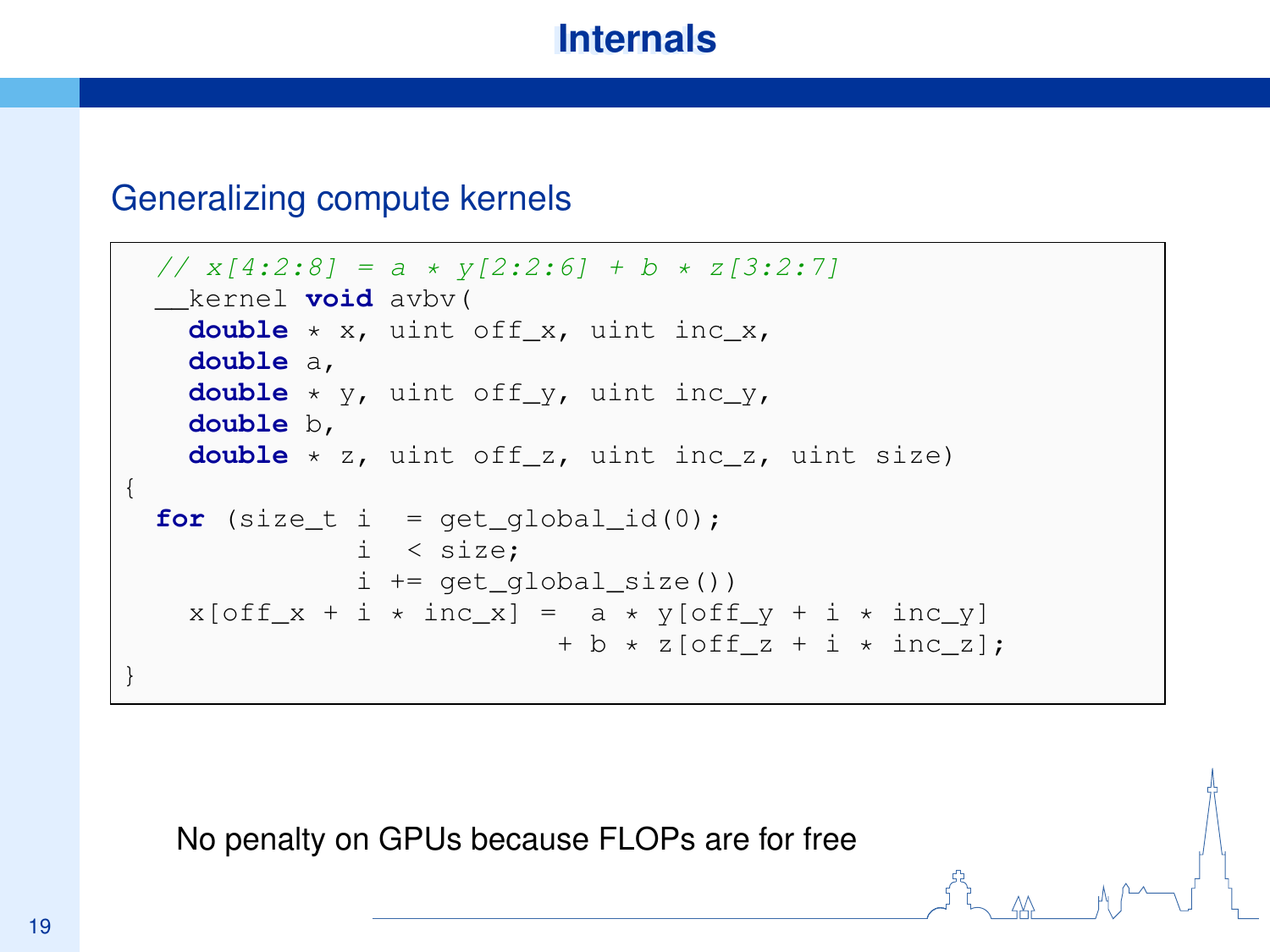# Internals

## Generalizing compute kernels

```
  // x[4:2:8] = a * y[2:2:6] + b * z[3:2:7]
  __kernel void avbv(
    double * x, uint off_x, uint inc_x,
    double a,
    double * y, uint off_y, uint inc_y,
    double b,
    double * z, uint off_z, uint inc_z, uint size)
{
  for (size_t i  = get_global_id(0);
              i  < size;
              i += get_global_size())
    x[off_x + i * inc_x] =  a * y[off_y + i * inc_y]
                          + b * z[off_z + i * inc_z];
}
```

No penalty on GPUs because FLOPs are for free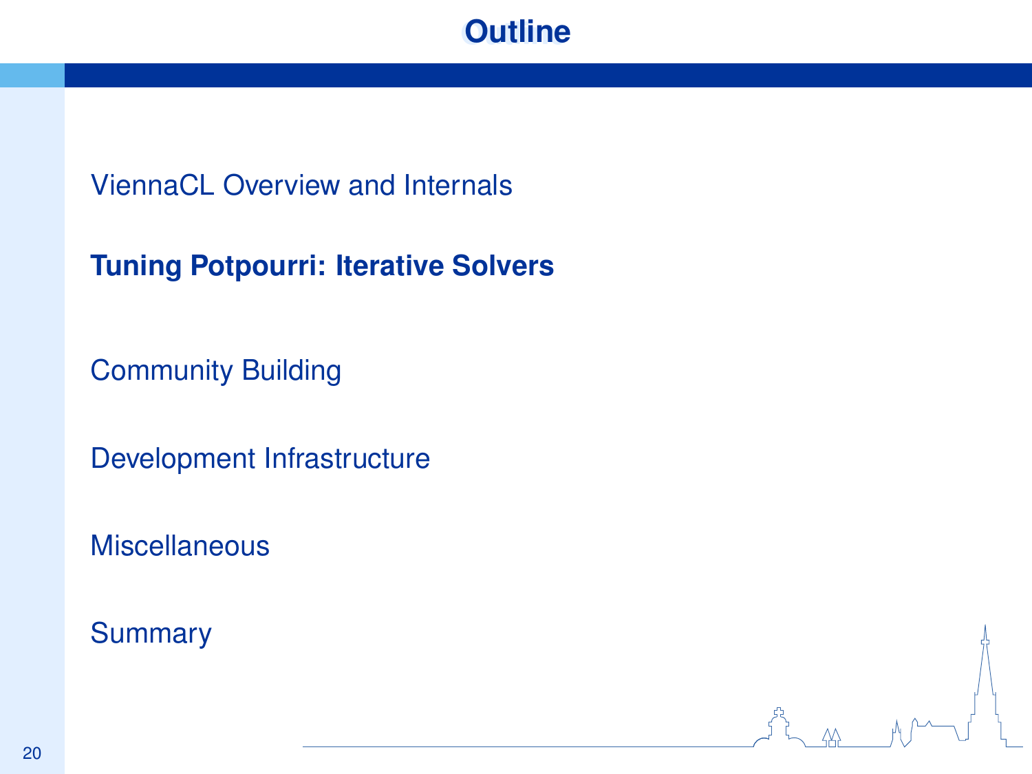# Outline

ViennaCL Overview and Internals

**Tuning Potpourri: Iterative Solvers**

Community Building

Development Infrastructure

Miscellaneous

Summary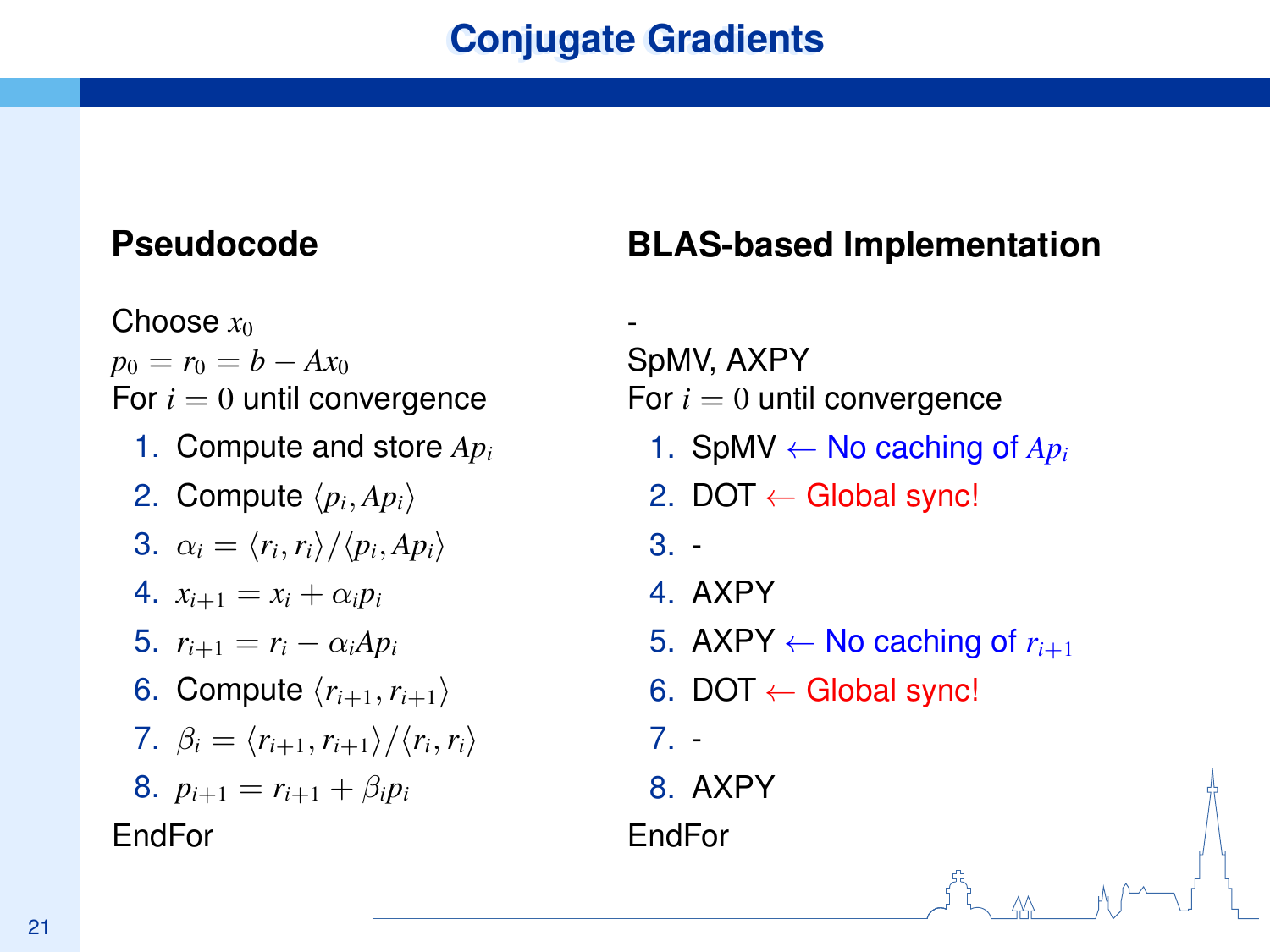# Conjugate Gradients

## Pseudocode

Choose $x_0$
$p_0 = r_0 = b - Ax_0$
For $i = 0$ until convergence

1. Compute and store $Ap_i$
2. Compute $\langle p_i, Ap_i \rangle$
3. $\alpha_i = \langle r_i, r_i \rangle / \langle p_i, Ap_i \rangle$
4. $x_{i+1} = x_i + \alpha_i p_i$
5. $r_{i+1} = r_i - \alpha_i Ap_i$
6. Compute $\langle r_{i+1}, r_{i+1} \rangle$
7. $\beta_i = \langle r_{i+1}, r_{i+1} \rangle / \langle r_i, r_i \rangle$
8. $p_{i+1} = r_{i+1} + \beta_i p_i$

EndFor

## BLAS-based Implementation

-
SpMV, AXPY
For $i = 0$ until convergence

1. SpMV ← No caching of $Ap_i$
2. DOT ← Global sync!
3. -
4. AXPY
5. AXPY ← No caching of $r_{i+1}$
6. DOT ← Global sync!
7. -
8. AXPY

EndFor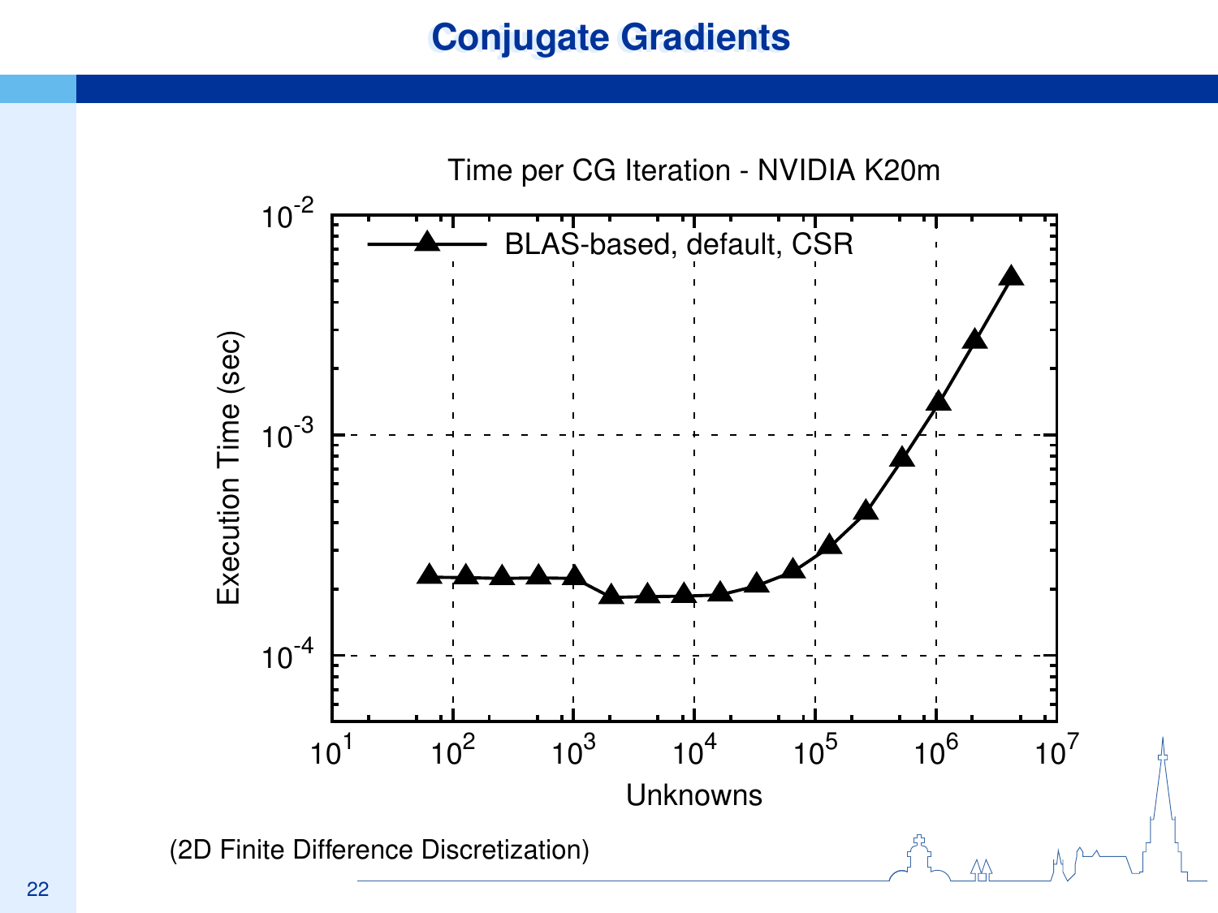# Conjugate Gradients

Time per CG Iteration - NVIDIA K20m

- BLAS-based, default, CSR

Execution Time (sec)

Unknowns

(2D Finite Difference Discretization)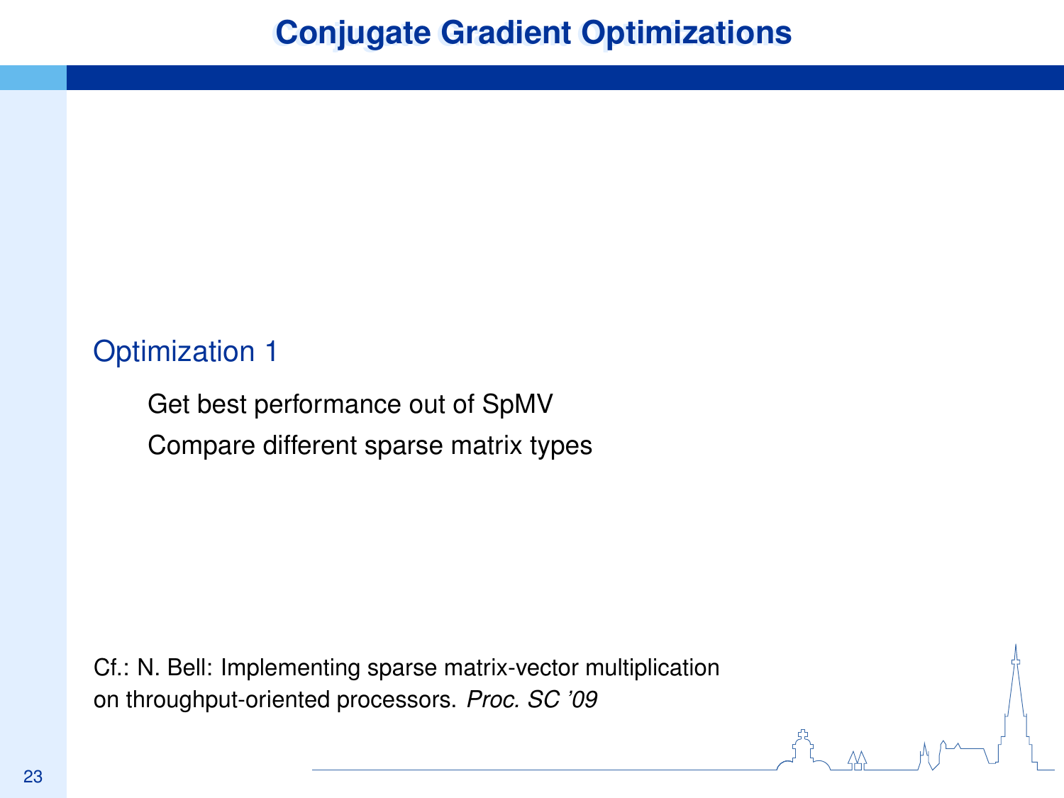# Conjugate Gradient Optimizations

## Optimization 1

- Get best performance out of SpMV
- Compare different sparse matrix types

Cf.: N. Bell: Implementing sparse matrix-vector multiplication on throughput-oriented processors. *Proc. SC '09*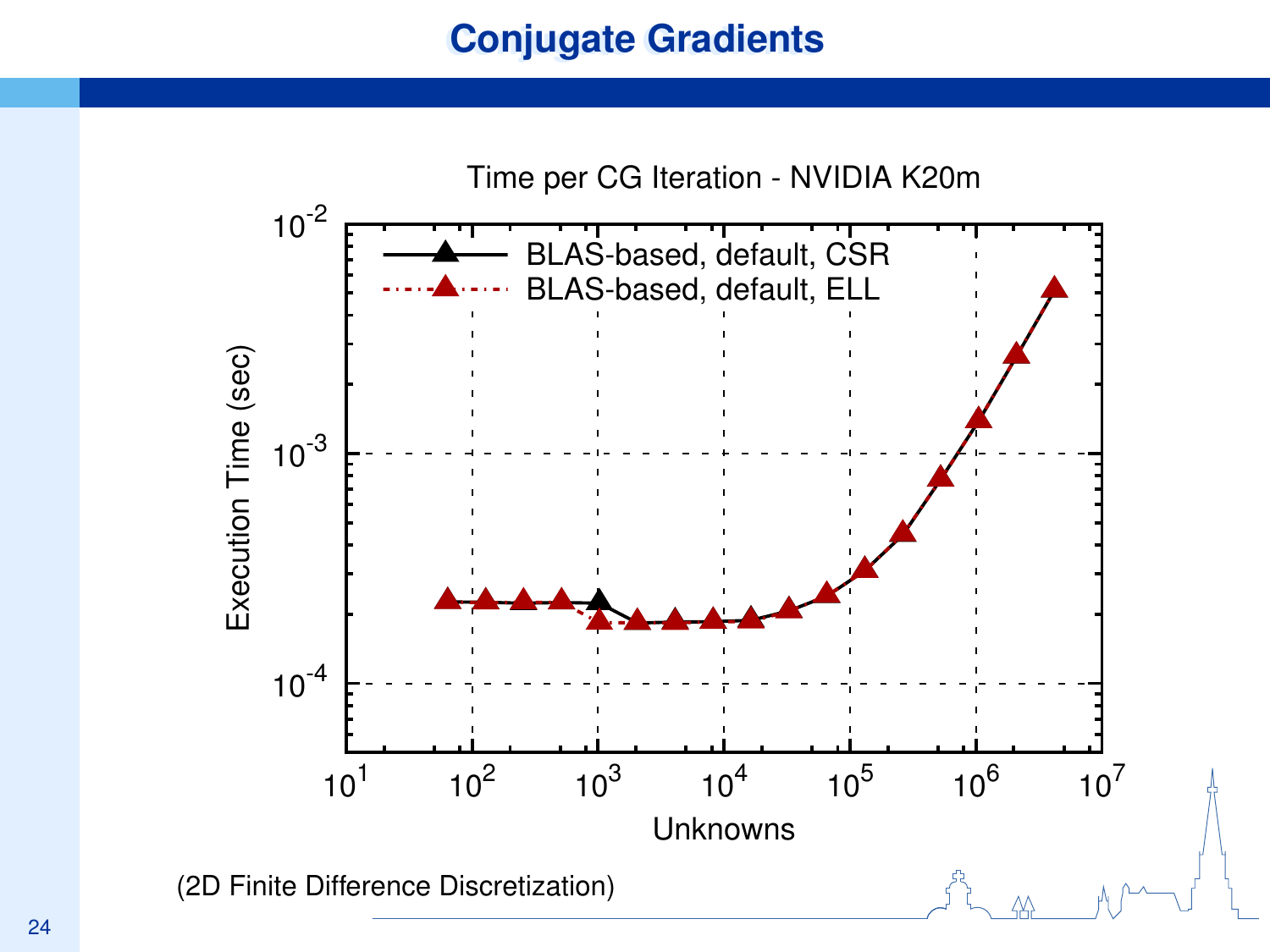# Conjugate Gradients

Time per CG Iteration - NVIDIA K20m

Execution Time (sec)

BLAS-based, default, CSR

BLAS-based, default, ELL

Unknowns

(2D Finite Difference Discretization)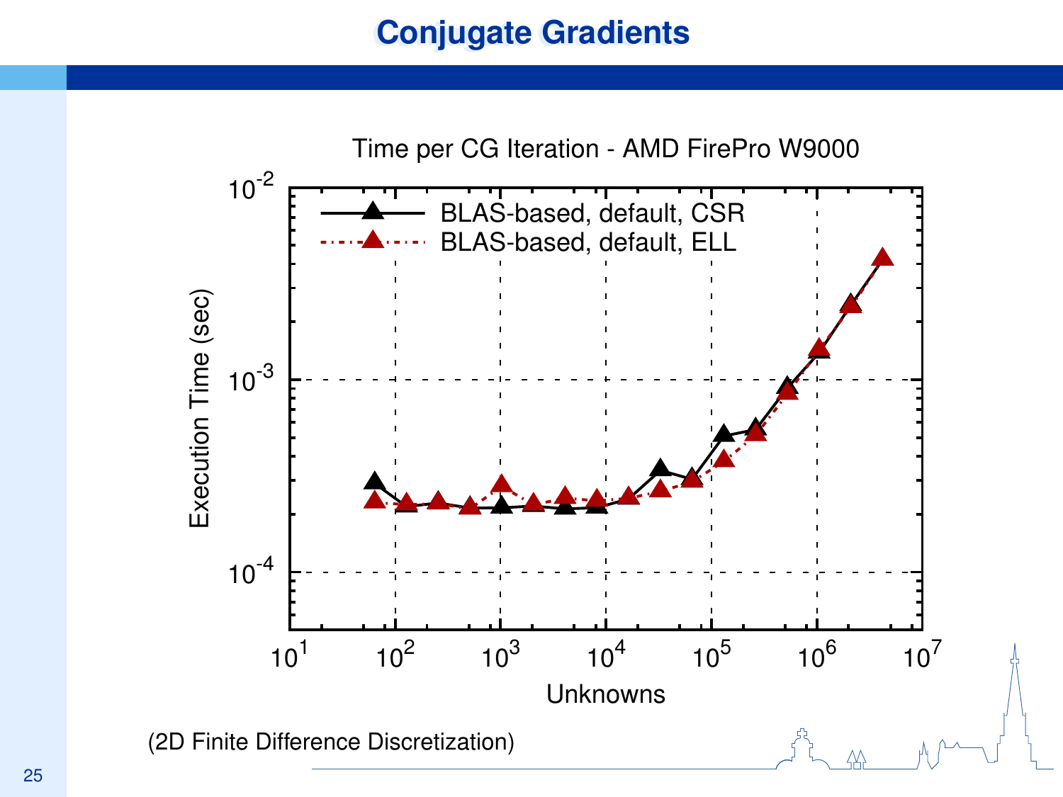# Conjugate Gradients

Time per CG Iteration - AMD FirePro W9000

Execution Time (sec)

Unknowns

- BLAS-based, default, CSR
- BLAS-based, default, ELL

(2D Finite Difference Discretization)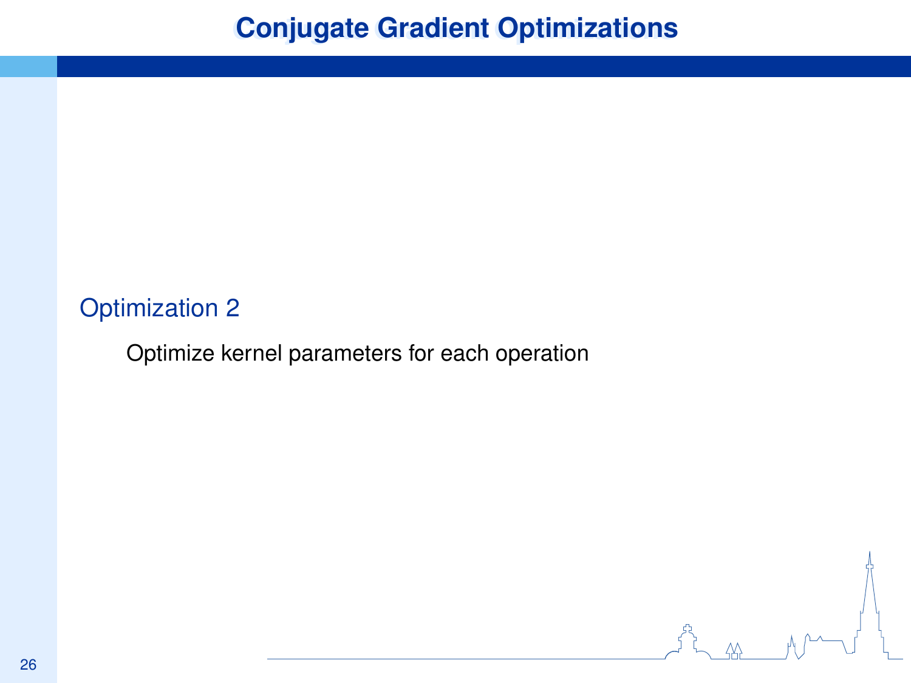# Conjugate Gradient Optimizations

### Optimization 2

Optimize kernel parameters for each operation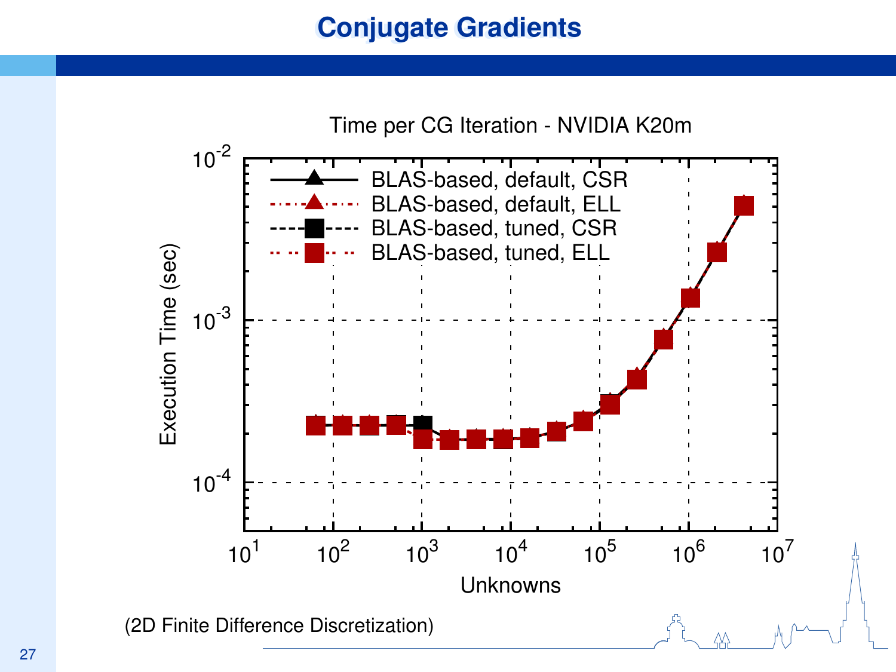# Conjugate Gradients

Time per CG Iteration - NVIDIA K20m

(2D Finite Difference Discretization)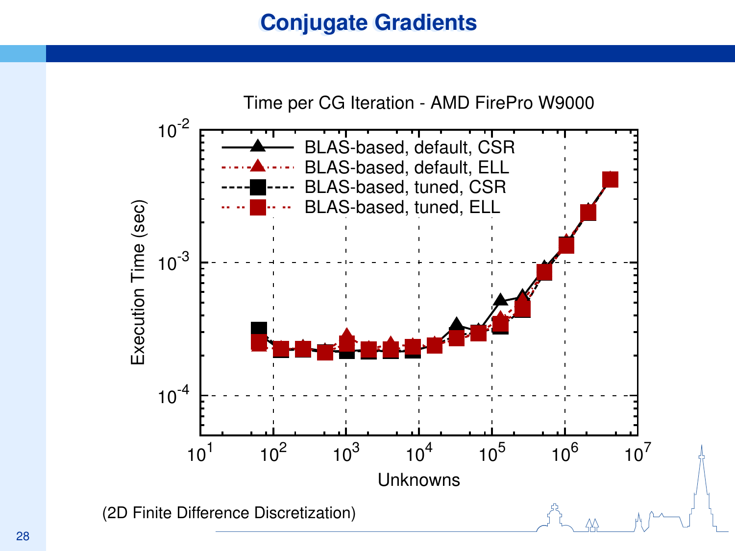# Conjugate Gradients

Time per CG Iteration - AMD FirePro W9000

- BLAS-based, default, CSR
- BLAS-based, default, ELL
- BLAS-based, tuned, CSR
- BLAS-based, tuned, ELL

Execution Time (sec) vs. Unknowns

(2D Finite Difference Discretization)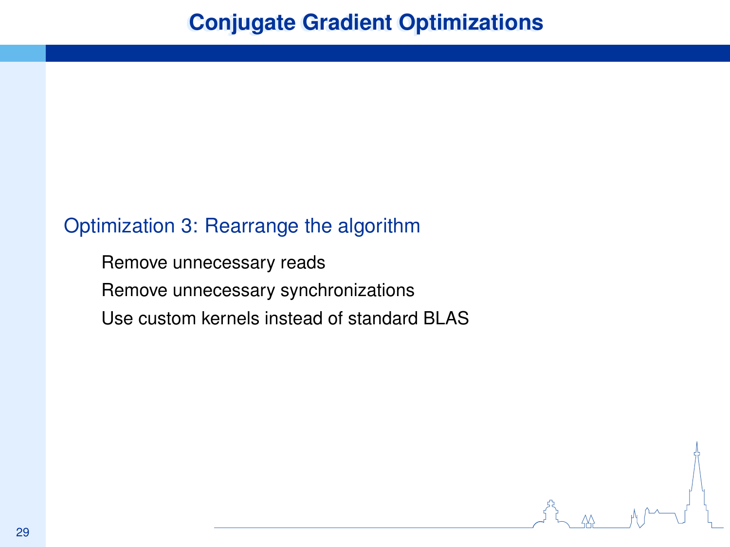# Conjugate Gradient Optimizations

## Optimization 3: Rearrange the algorithm

- Remove unnecessary reads
- Remove unnecessary synchronizations
- Use custom kernels instead of standard BLAS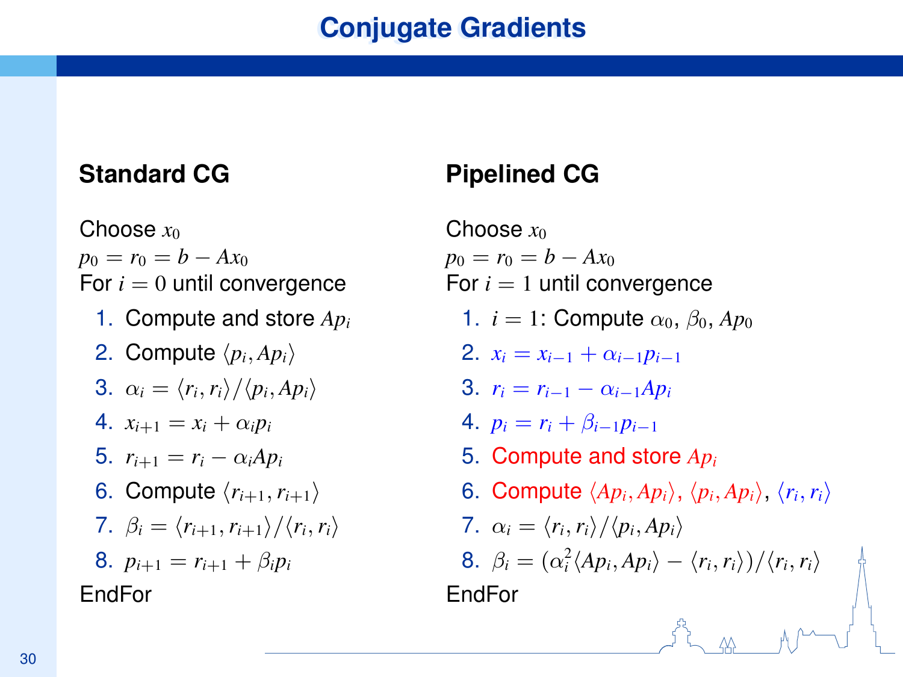# Conjugate Gradients

## Standard CG

Choose $x_0$
$p_0 = r_0 = b - Ax_0$
For $i = 0$ until convergence

1. Compute and store $Ap_i$
2. Compute $\langle p_i, Ap_i \rangle$
3. $\alpha_i = \langle r_i, r_i \rangle / \langle p_i, Ap_i \rangle$
4. $x_{i+1} = x_i + \alpha_i p_i$
5. $r_{i+1} = r_i - \alpha_i Ap_i$
6. Compute $\langle r_{i+1}, r_{i+1} \rangle$
7. $\beta_i = \langle r_{i+1}, r_{i+1} \rangle / \langle r_i, r_i \rangle$
8. $p_{i+1} = r_{i+1} + \beta_i p_i$

EndFor

## Pipelined CG

Choose $x_0$
$p_0 = r_0 = b - Ax_0$
For $i = 1$ until convergence

1. $i = 1$: Compute $\alpha_0$, $\beta_0$, $Ap_0$
2. $x_i = x_{i-1} + \alpha_{i-1} p_{i-1}$
3. $r_i = r_{i-1} - \alpha_{i-1} Ap_i$
4. $p_i = r_i + \beta_{i-1} p_{i-1}$
5. Compute and store $Ap_i$
6. Compute $\langle Ap_i, Ap_i \rangle$, $\langle p_i, Ap_i \rangle$, $\langle r_i, r_i \rangle$
7. $\alpha_i = \langle r_i, r_i \rangle / \langle p_i, Ap_i \rangle$
8. $\beta_i = (\alpha_i^2 \langle Ap_i, Ap_i \rangle - \langle r_i, r_i \rangle) / \langle r_i, r_i \rangle$

EndFor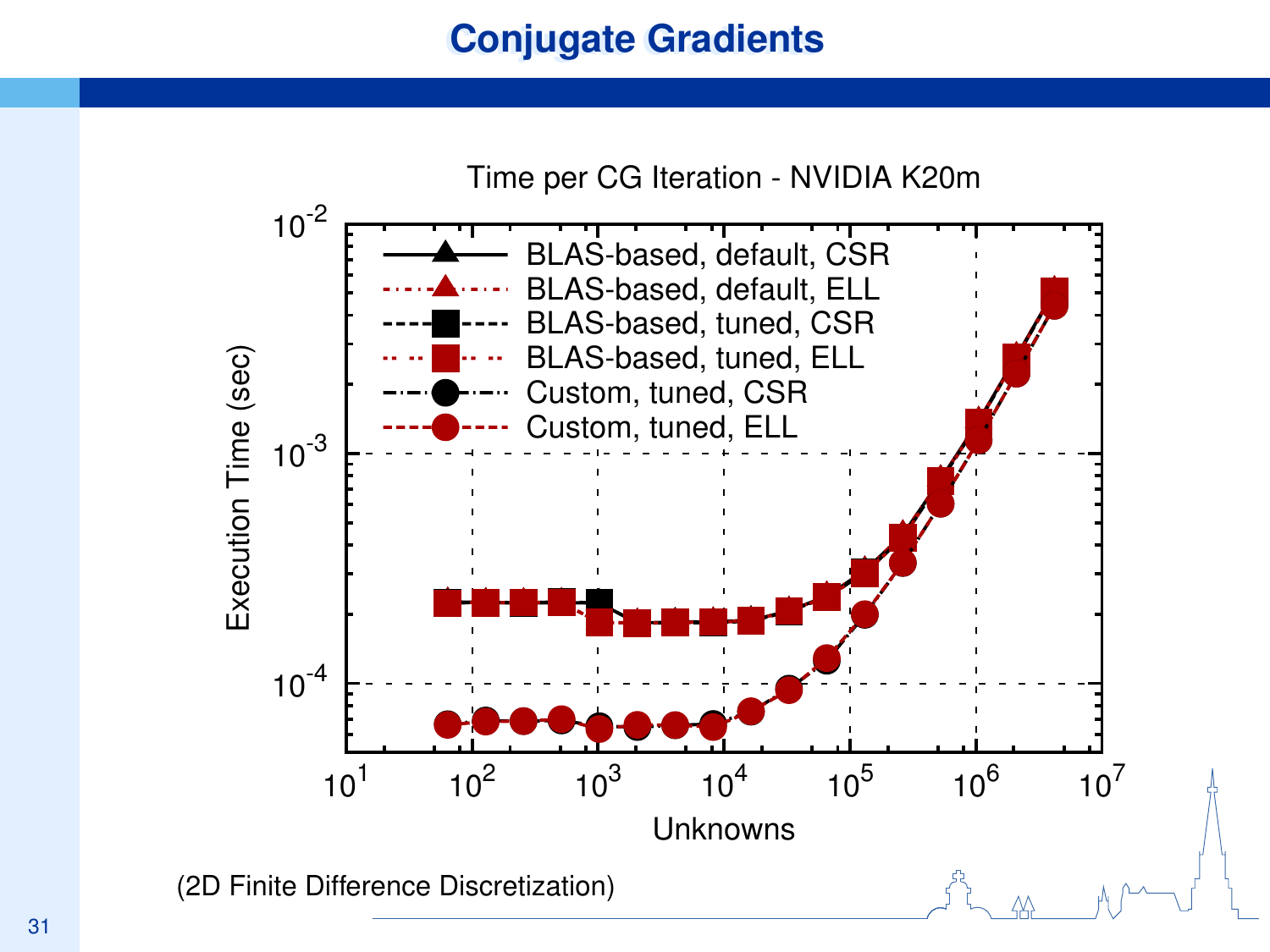# Conjugate Gradients

Time per CG Iteration - NVIDIA K20m

Execution Time (sec)

Unknowns

- BLAS-based, default, CSR
- BLAS-based, default, ELL
- BLAS-based, tuned, CSR
- BLAS-based, tuned, ELL
- Custom, tuned, CSR
- Custom, tuned, ELL

(2D Finite Difference Discretization)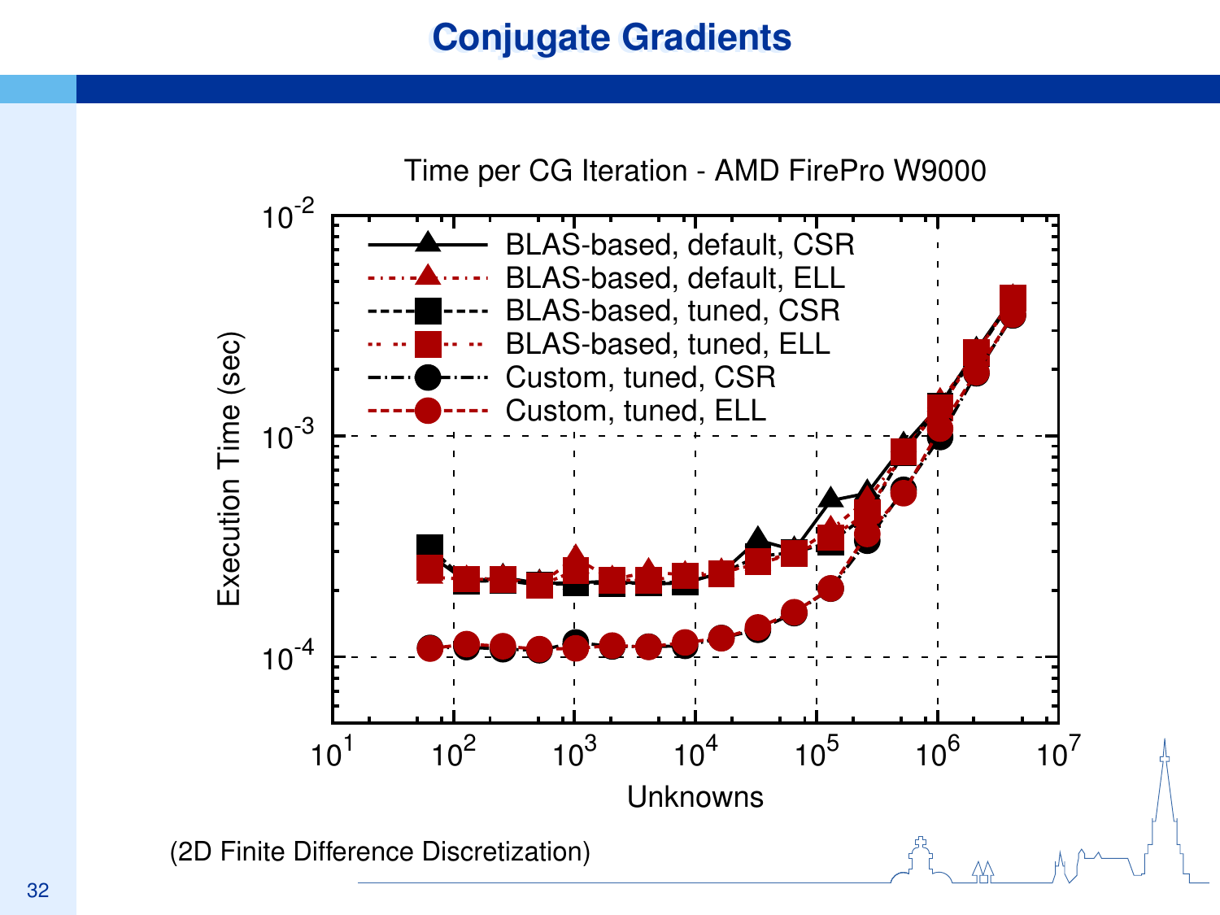# Conjugate Gradients

Time per CG Iteration - AMD FirePro W9000

- BLAS-based, default, CSR
- BLAS-based, default, ELL
- BLAS-based, tuned, CSR
- BLAS-based, tuned, ELL
- Custom, tuned, CSR
- Custom, tuned, ELL

Execution Time (sec) vs. Unknowns

(2D Finite Difference Discretization)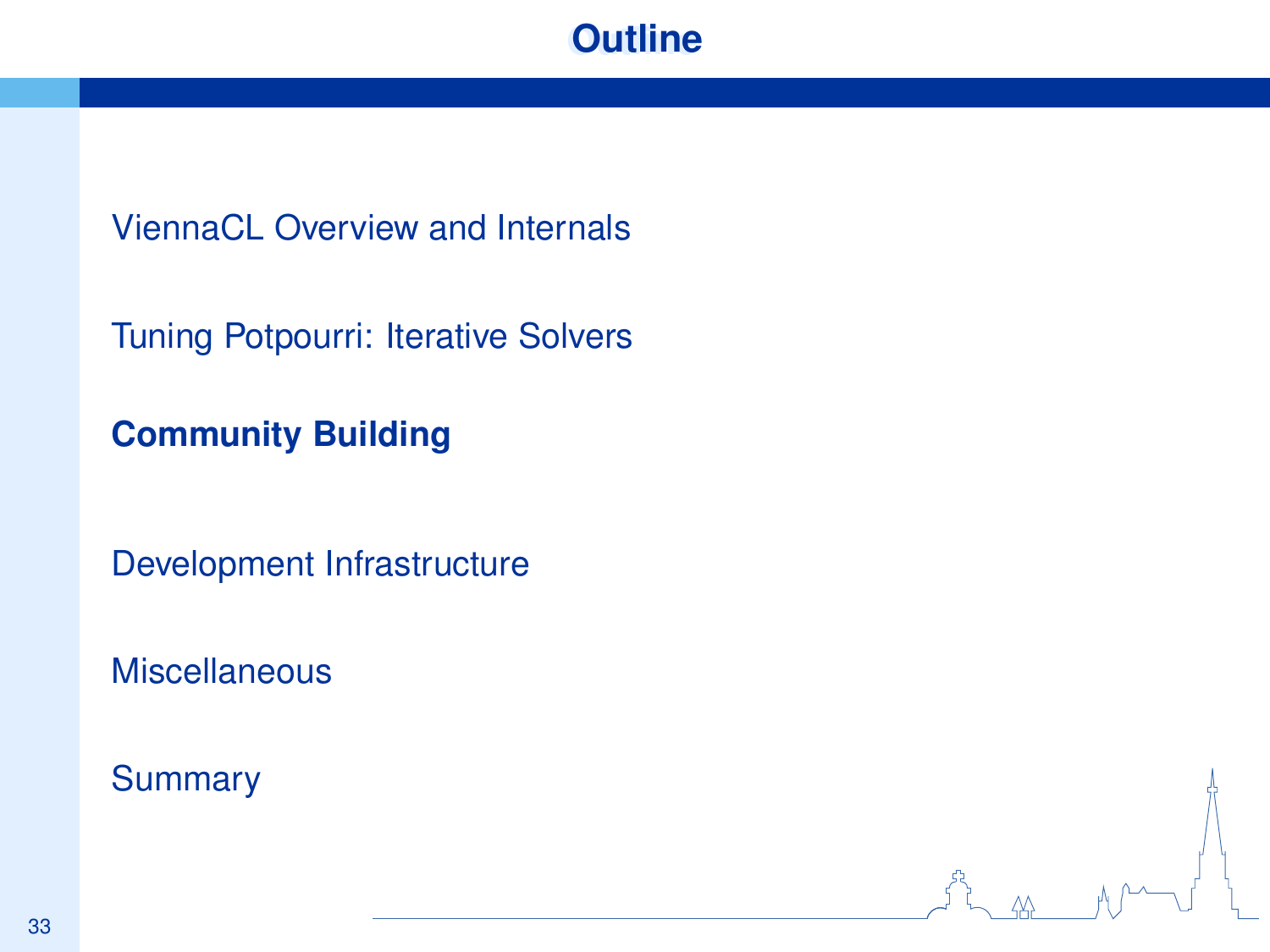# Outline

ViennaCL Overview and Internals

Tuning Potpourri: Iterative Solvers

**Community Building**

Development Infrastructure

Miscellaneous

Summary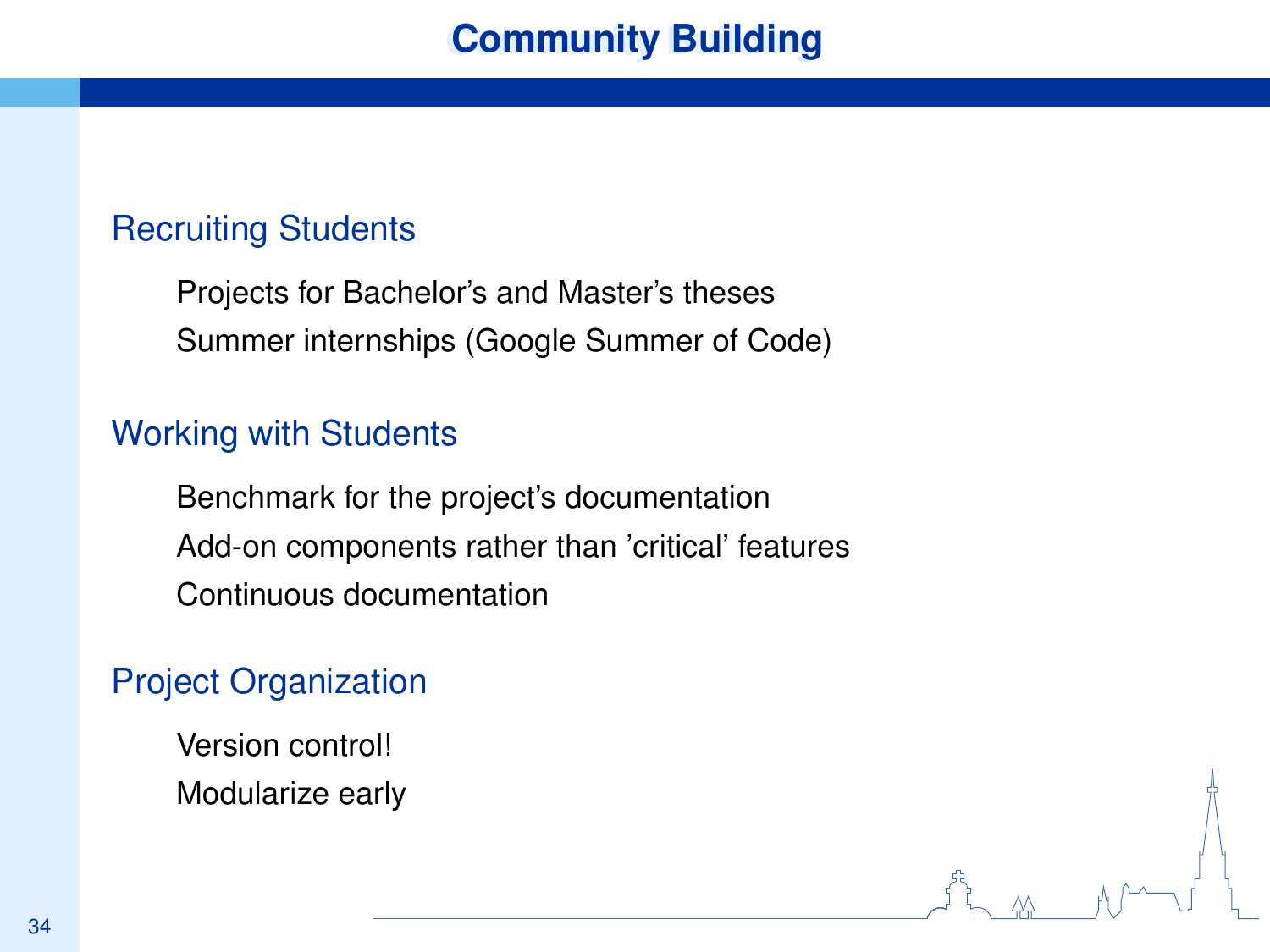# Community Building

## Recruiting Students

- Projects for Bachelor's and Master's theses
- Summer internships (Google Summer of Code)

## Working with Students

- Benchmark for the project's documentation
- Add-on components rather than 'critical' features
- Continuous documentation

## Project Organization

- Version control!
- Modularize early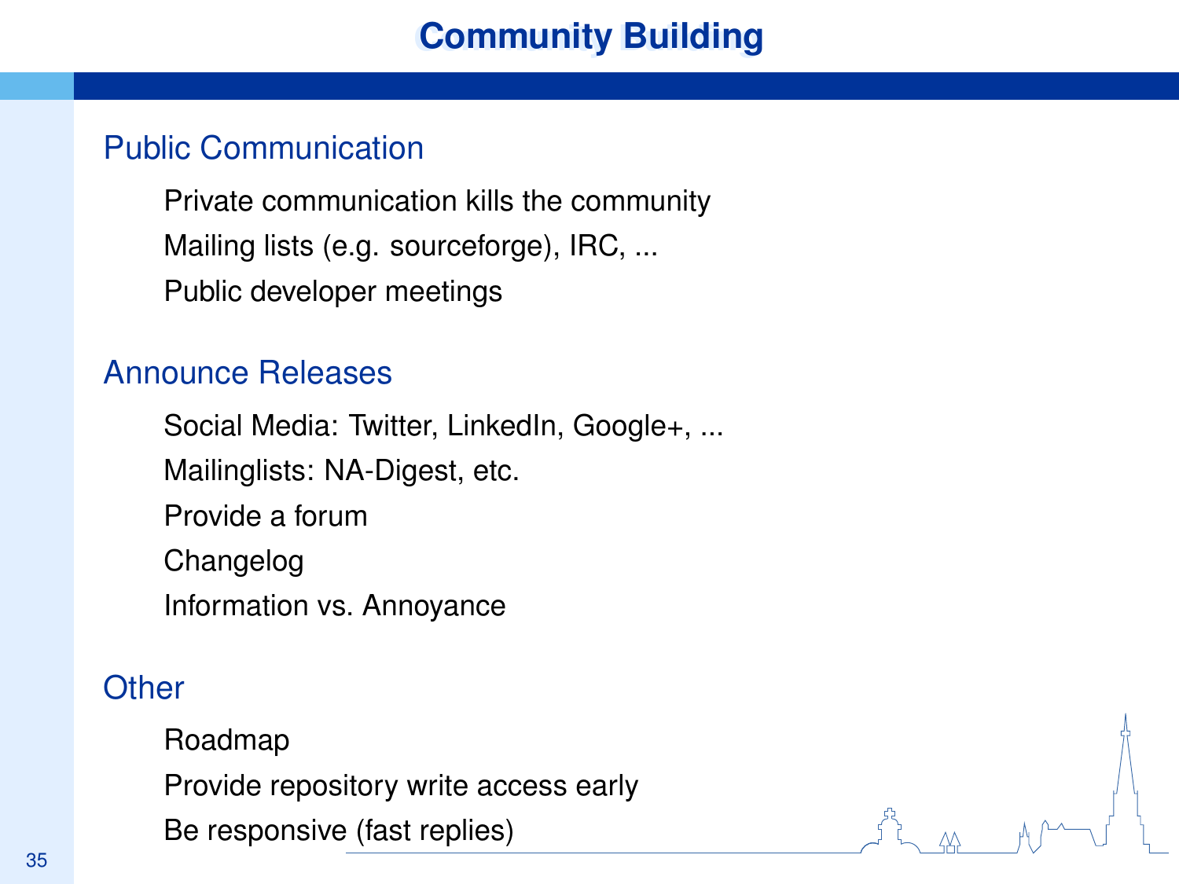# Community Building

## Public Communication

- Private communication kills the community
- Mailing lists (e.g. sourceforge), IRC, ...
- Public developer meetings

## Announce Releases

- Social Media: Twitter, LinkedIn, Google+, ...
- Mailinglists: NA-Digest, etc.
- Provide a forum
- Changelog
- Information vs. Annoyance

## Other

- Roadmap
- Provide repository write access early
- Be responsive (fast replies)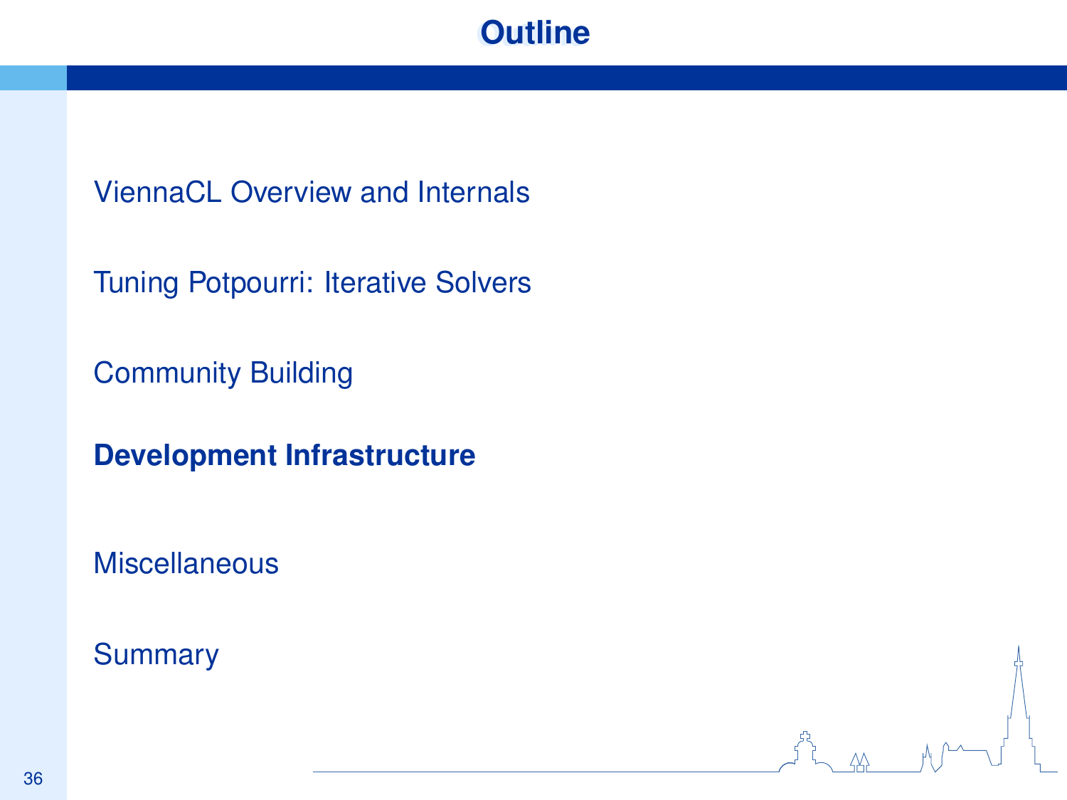# Outline

ViennaCL Overview and Internals

Tuning Potpourri: Iterative Solvers

Community Building

**Development Infrastructure**

Miscellaneous

Summary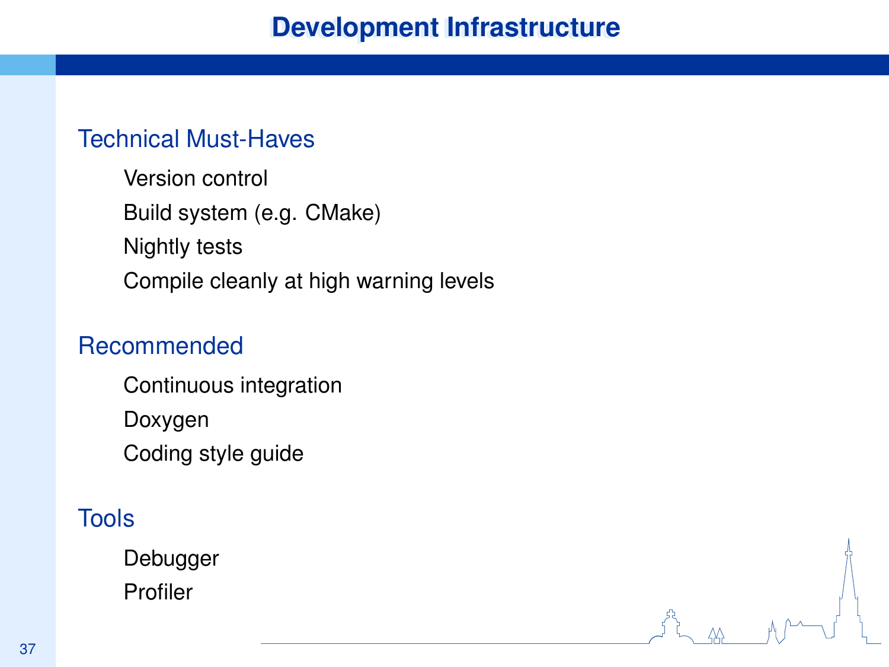# Development Infrastructure

## Technical Must-Haves

- Version control
- Build system (e.g. CMake)
- Nightly tests
- Compile cleanly at high warning levels

## Recommended

- Continuous integration
- Doxygen
- Coding style guide

## Tools

- Debugger
- Profiler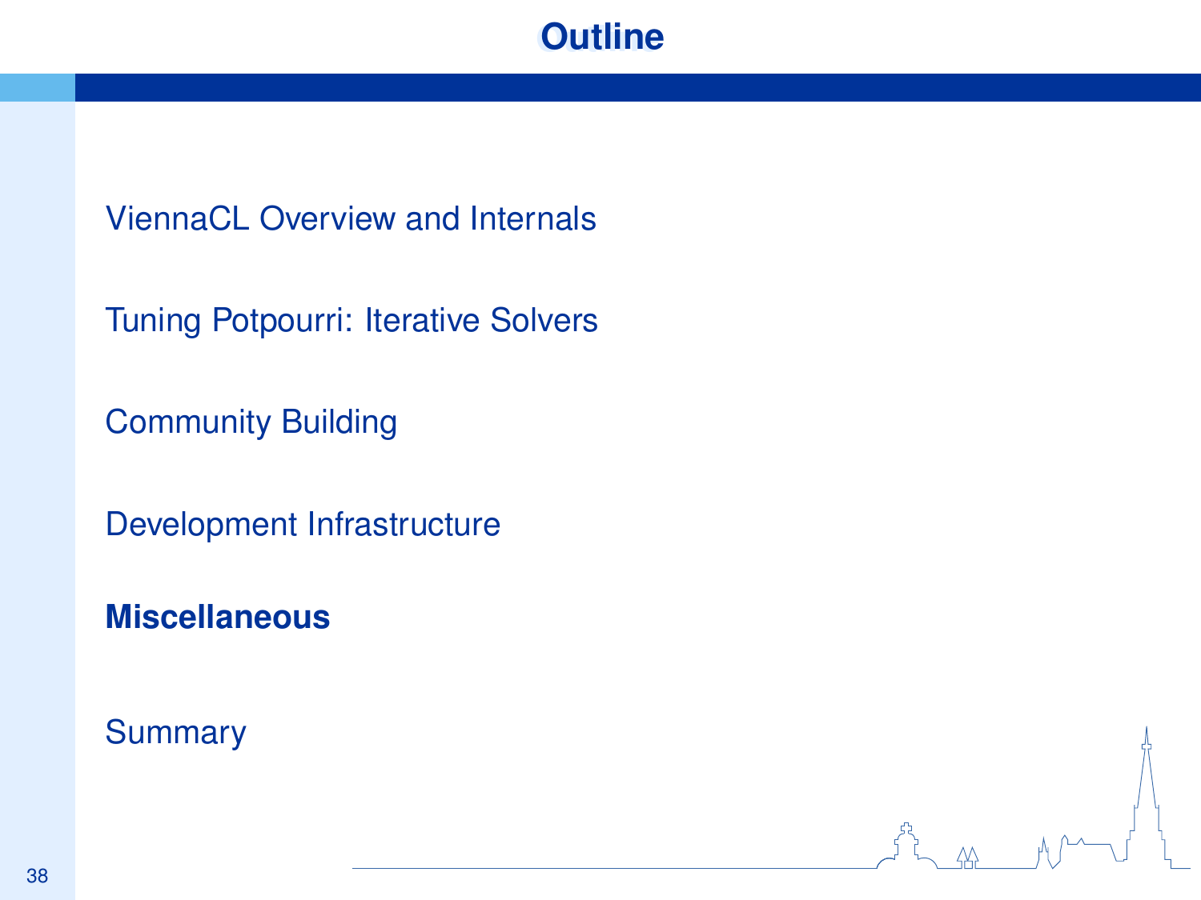# Outline

ViennaCL Overview and Internals

Tuning Potpourri: Iterative Solvers

Community Building

Development Infrastructure

**Miscellaneous**

Summary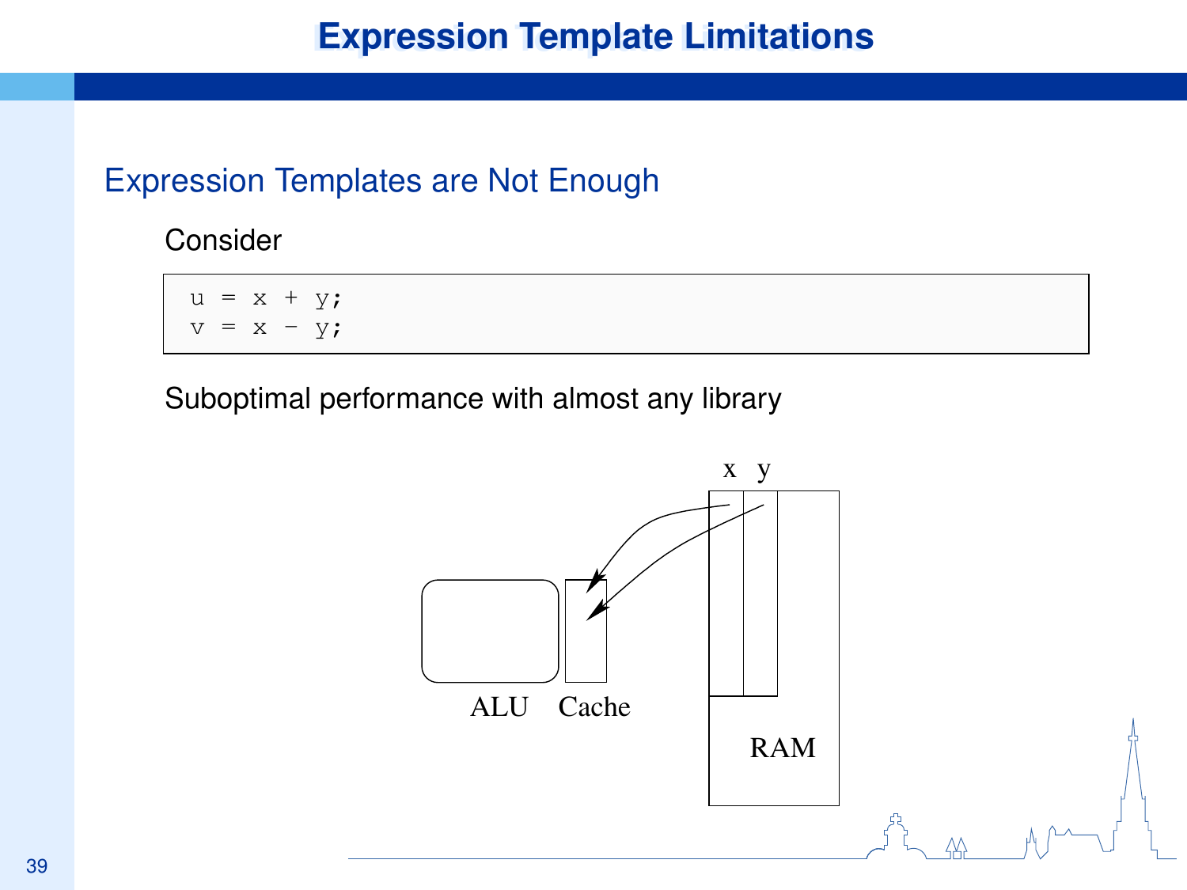# Expression Template Limitations

## Expression Templates are Not Enough

Consider

```
u = x + y;
v = x - y;
```

Suboptimal performance with almost any library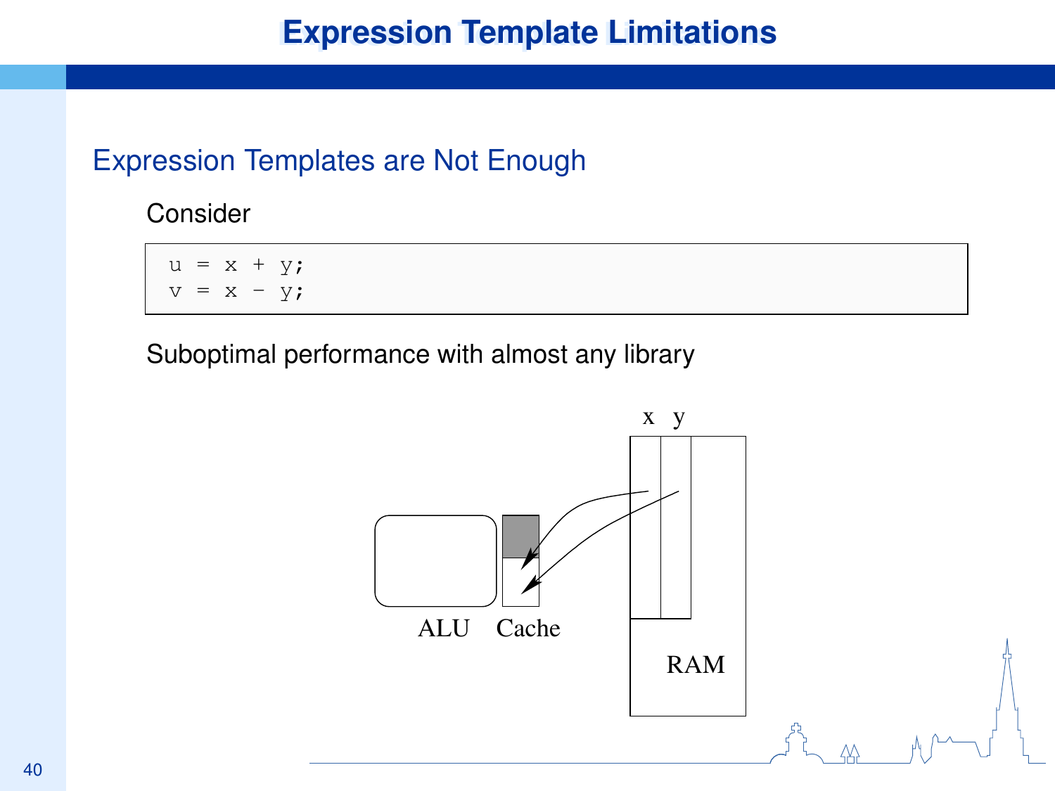# Expression Template Limitations

## Expression Templates are Not Enough

Consider

```
u = x + y;
v = x - y;
```

Suboptimal performance with almost any library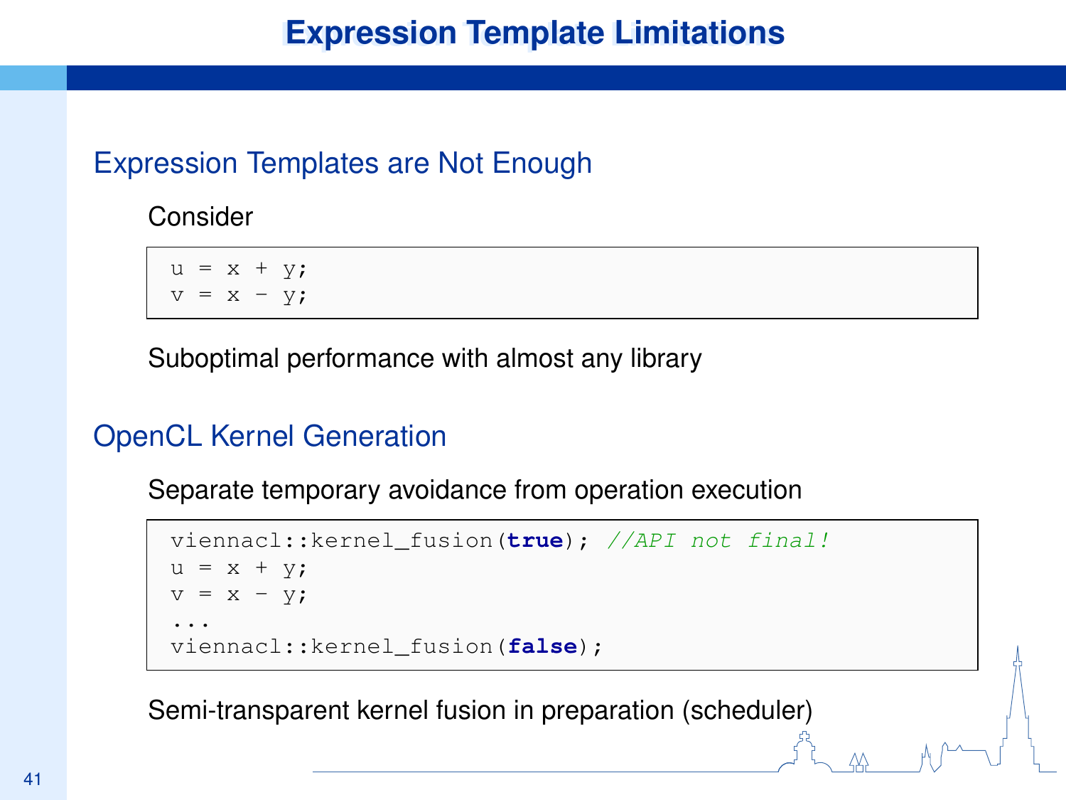# Expression Template Limitations

## Expression Templates are Not Enough

Consider

```
u = x + y;
v = x - y;
```

Suboptimal performance with almost any library

## OpenCL Kernel Generation

Separate temporary avoidance from operation execution

```
viennacl::kernel_fusion(true); //API not final!
u = x + y;
v = x - y;
...
viennacl::kernel_fusion(false);
```

Semi-transparent kernel fusion in preparation (scheduler)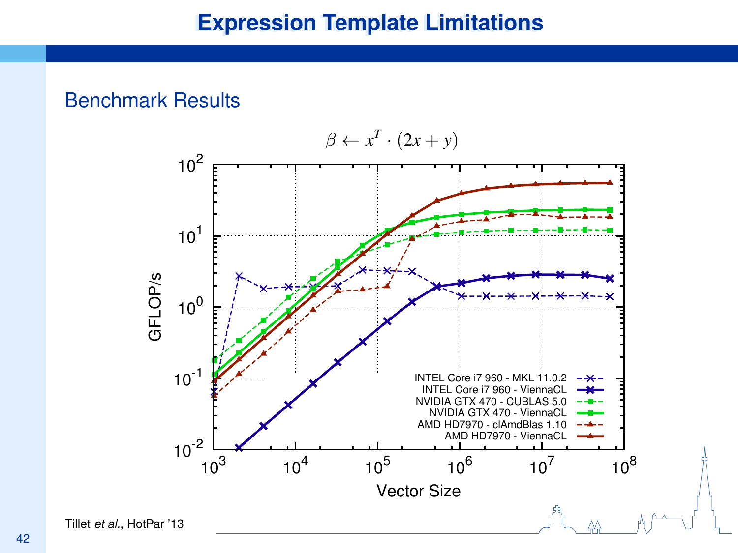# Expression Template Limitations

## Benchmark Results

$$\beta \leftarrow x^T \cdot (2x + y)$$

- INTEL Core i7 960 - MKL 11.0.2
- INTEL Core i7 960 - ViennaCL
- NVIDIA GTX 470 - CUBLAS 5.0
- NVIDIA GTX 470 - ViennaCL
- AMD HD7970 - clAmdBlas 1.10
- AMD HD7970 - ViennaCL

GFLOP/s vs. Vector Size

Tillet *et al.*, HotPar ’13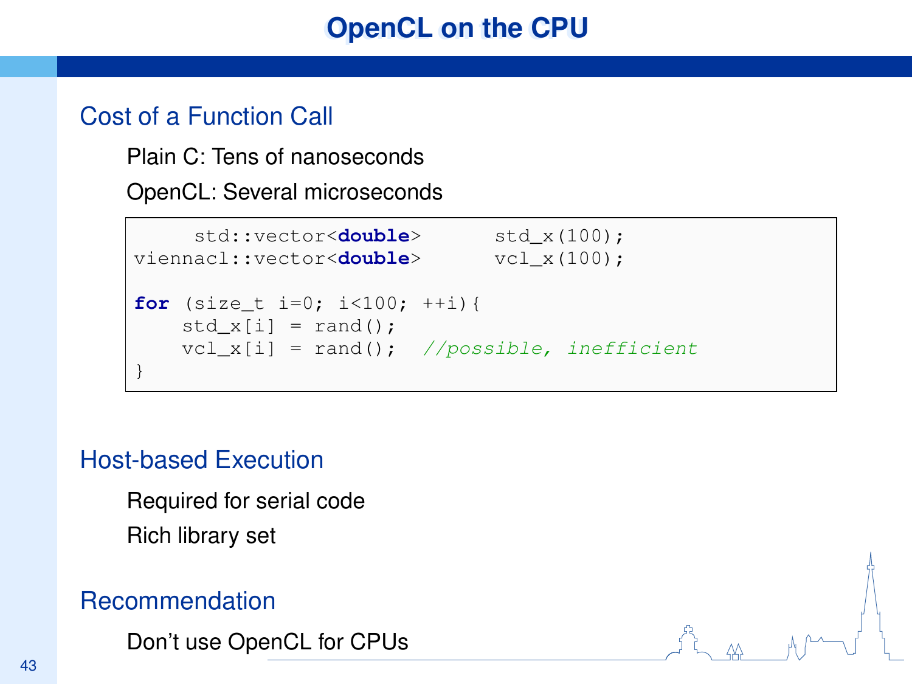# OpenCL on the CPU

## Cost of a Function Call

Plain C: Tens of nanoseconds

OpenCL: Several microseconds

```
     std::vector<double>      std_x(100);
viennacl::vector<double>      vcl_x(100);

for (size_t i=0; i<100; ++i){
    std_x[i] = rand();
    vcl_x[i] = rand();  //possible, inefficient
}
```

## Host-based Execution

Required for serial code

Rich library set

## Recommendation

Don't use OpenCL for CPUs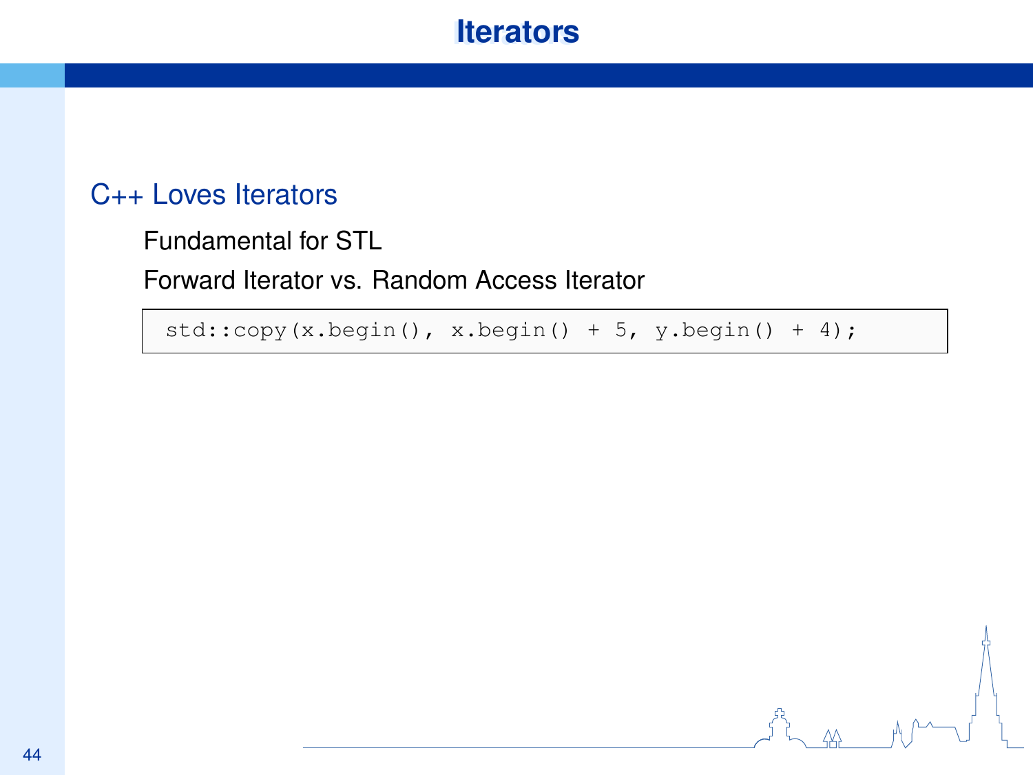# Iterators

## C++ Loves Iterators

- Fundamental for STL
- Forward Iterator vs. Random Access Iterator

```
std::copy(x.begin(), x.begin() + 5, y.begin() + 4);
```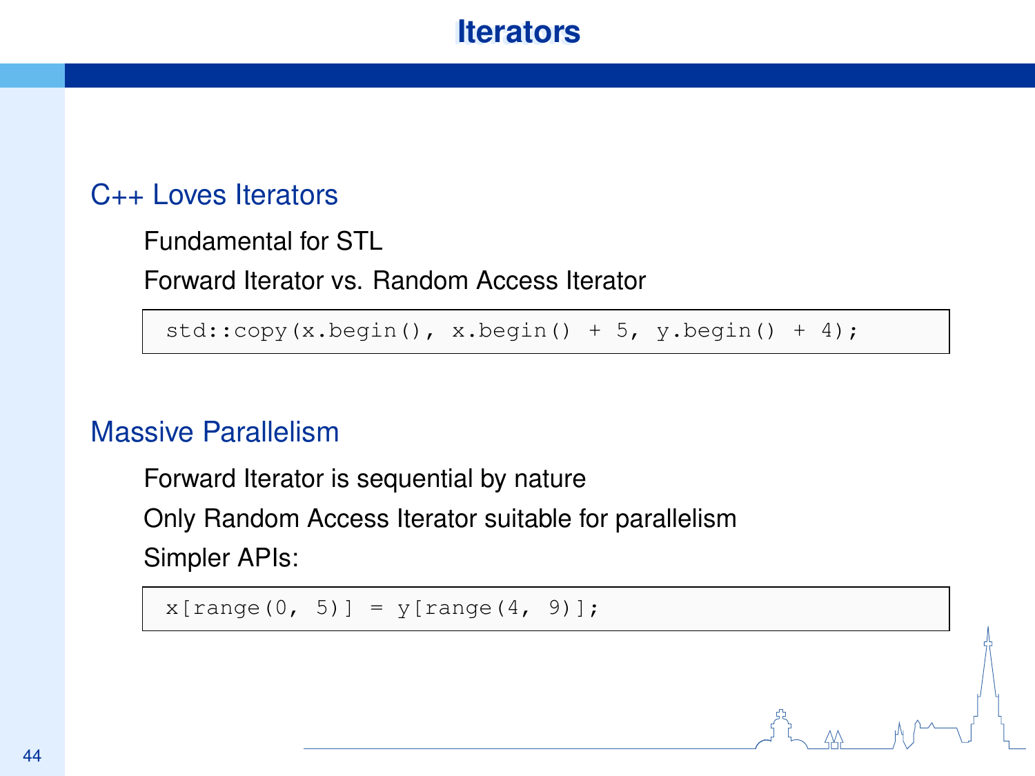# Iterators

## C++ Loves Iterators

Fundamental for STL

Forward Iterator vs. Random Access Iterator

```
std::copy(x.begin(), x.begin() + 5, y.begin() + 4);
```

## Massive Parallelism

Forward Iterator is sequential by nature

Only Random Access Iterator suitable for parallelism

Simpler APIs:

```
x[range(0, 5)] = y[range(4, 9)];
```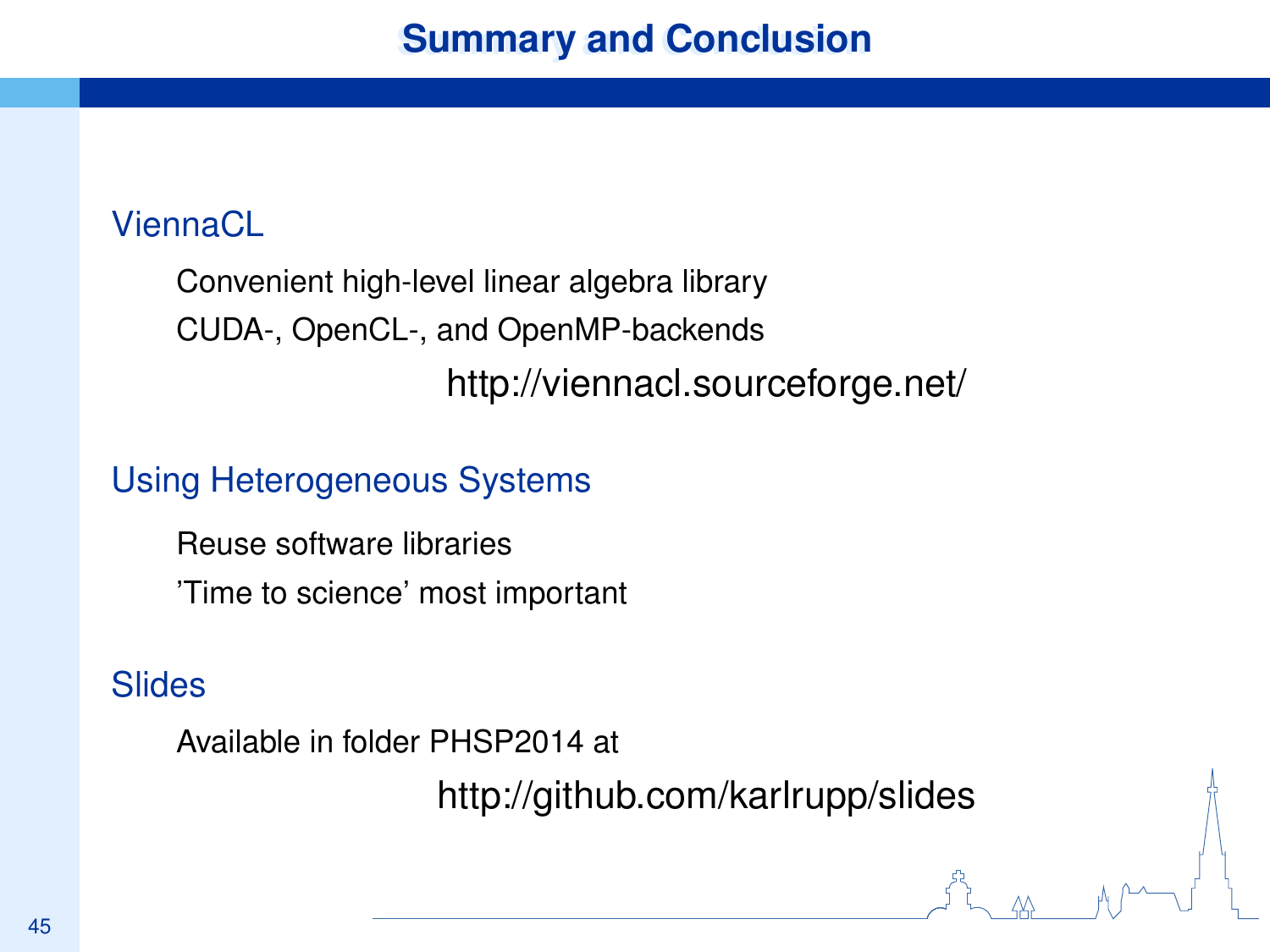# Summary and Conclusion

## ViennaCL

Convenient high-level linear algebra library

CUDA-, OpenCL-, and OpenMP-backends

http://viennacl.sourceforge.net/

## Using Heterogeneous Systems

Reuse software libraries

’Time to science’ most important

## Slides

Available in folder PHSP2014 at

http://github.com/karlrupp/slides